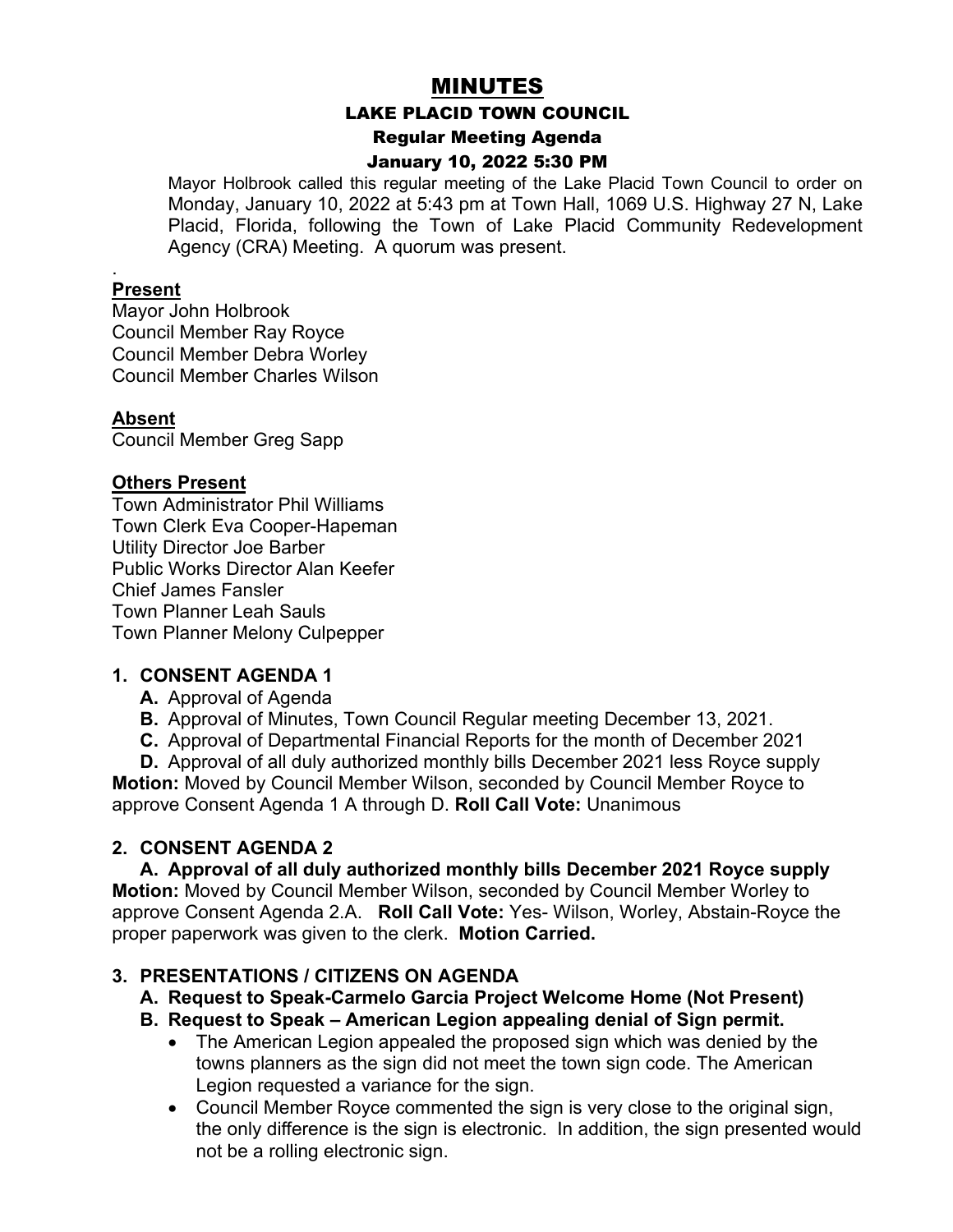# MINUTES

## LAKE PLACID TOWN COUNCIL

### Regular Meeting Agenda

### January 10, 2022 5:30 PM

Mayor Holbrook called this regular meeting of the Lake Placid Town Council to order on Monday, January 10, 2022 at 5:43 pm at Town Hall, 1069 U.S. Highway 27 N, Lake Placid, Florida, following the Town of Lake Placid Community Redevelopment Agency (CRA) Meeting. A quorum was present.

.

**Present**

Mayor John Holbrook
Council Member Ray Royce
Council Member Debra Worley
Council Member Charles Wilson

**Absent**

Council Member Greg Sapp

**Others Present**

Town Administrator Phil Williams
Town Clerk Eva Cooper-Hapeman
Utility Director Joe Barber
Public Works Director Alan Keefer
Chief James Fansler
Town Planner Leah Sauls
Town Planner Melony Culpepper

**1. CONSENT AGENDA 1**

- **A.** Approval of Agenda
- **B.** Approval of Minutes, Town Council Regular meeting December 13, 2021.
- **C.** Approval of Departmental Financial Reports for the month of December 2021
- **D.** Approval of all duly authorized monthly bills December 2021 less Royce supply

**Motion:** Moved by Council Member Wilson, seconded by Council Member Royce to approve Consent Agenda 1 A through D. **Roll Call Vote:** Unanimous

**2. CONSENT AGENDA 2**

**A. Approval of all duly authorized monthly bills December 2021 Royce supply**

**Motion:** Moved by Council Member Wilson, seconded by Council Member Worley to approve Consent Agenda 2.A. **Roll Call Vote:** Yes- Wilson, Worley, Abstain-Royce the proper paperwork was given to the clerk. **Motion Carried.**

**3. PRESENTATIONS / CITIZENS ON AGENDA**

**A. Request to Speak-Carmelo Garcia Project Welcome Home (Not Present)**

**B. Request to Speak – American Legion appealing denial of Sign permit.**

- The American Legion appealed the proposed sign which was denied by the towns planners as the sign did not meet the town sign code. The American Legion requested a variance for the sign.
- Council Member Royce commented the sign is very close to the original sign, the only difference is the sign is electronic. In addition, the sign presented would not be a rolling electronic sign.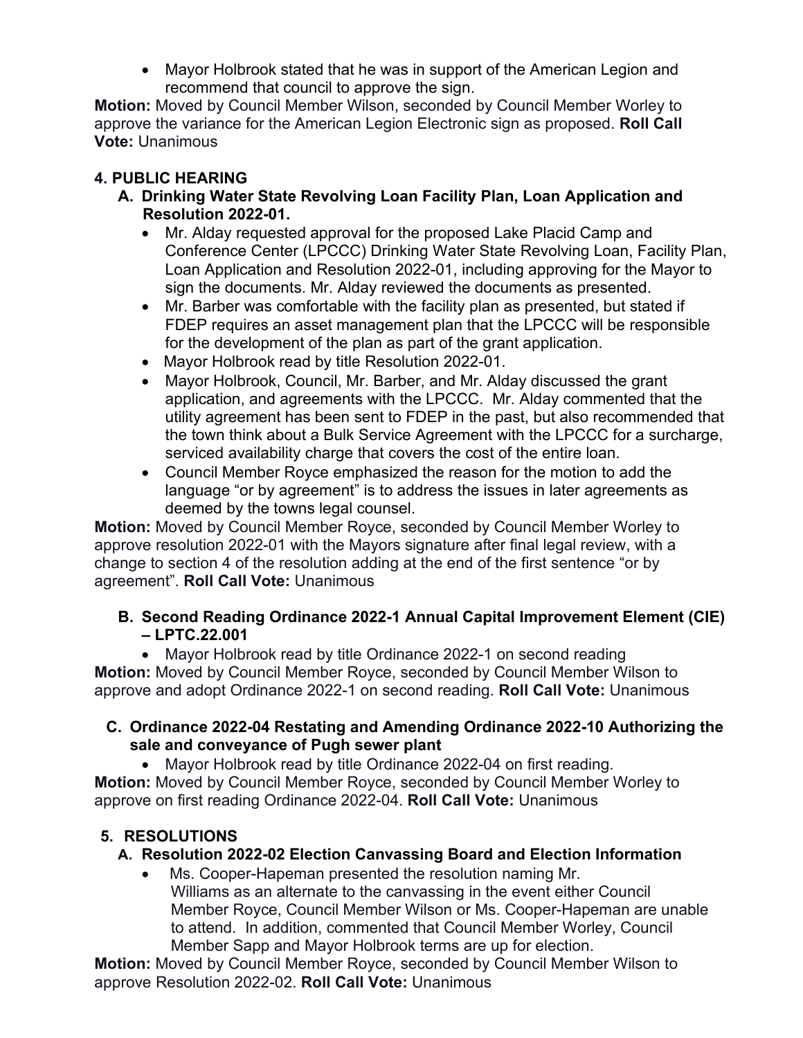- Mayor Holbrook stated that he was in support of the American Legion and recommend that council to approve the sign.

**Motion:** Moved by Council Member Wilson, seconded by Council Member Worley to approve the variance for the American Legion Electronic sign as proposed. **Roll Call Vote:** Unanimous

## 4. PUBLIC HEARING

### A. Drinking Water State Revolving Loan Facility Plan, Loan Application and Resolution 2022-01.

- Mr. Alday requested approval for the proposed Lake Placid Camp and Conference Center (LPCCC) Drinking Water State Revolving Loan, Facility Plan, Loan Application and Resolution 2022-01, including approving for the Mayor to sign the documents. Mr. Alday reviewed the documents as presented.
- Mr. Barber was comfortable with the facility plan as presented, but stated if FDEP requires an asset management plan that the LPCCC will be responsible for the development of the plan as part of the grant application.
- Mayor Holbrook read by title Resolution 2022-01.
- Mayor Holbrook, Council, Mr. Barber, and Mr. Alday discussed the grant application, and agreements with the LPCCC. Mr. Alday commented that the utility agreement has been sent to FDEP in the past, but also recommended that the town think about a Bulk Service Agreement with the LPCCC for a surcharge, serviced availability charge that covers the cost of the entire loan.
- Council Member Royce emphasized the reason for the motion to add the language "or by agreement" is to address the issues in later agreements as deemed by the towns legal counsel.

**Motion:** Moved by Council Member Royce, seconded by Council Member Worley to approve resolution 2022-01 with the Mayors signature after final legal review, with a change to section 4 of the resolution adding at the end of the first sentence "or by agreement". **Roll Call Vote:** Unanimous

### B. Second Reading Ordinance 2022-1 Annual Capital Improvement Element (CIE) – LPTC.22.001

- Mayor Holbrook read by title Ordinance 2022-1 on second reading

**Motion:** Moved by Council Member Royce, seconded by Council Member Wilson to approve and adopt Ordinance 2022-1 on second reading. **Roll Call Vote:** Unanimous

### C. Ordinance 2022-04 Restating and Amending Ordinance 2022-10 Authorizing the sale and conveyance of Pugh sewer plant

- Mayor Holbrook read by title Ordinance 2022-04 on first reading.

**Motion:** Moved by Council Member Royce, seconded by Council Member Worley to approve on first reading Ordinance 2022-04. **Roll Call Vote:** Unanimous

## 5. RESOLUTIONS

### A. Resolution 2022-02 Election Canvassing Board and Election Information

- Ms. Cooper-Hapeman presented the resolution naming Mr. Williams as an alternate to the canvassing in the event either Council Member Royce, Council Member Wilson or Ms. Cooper-Hapeman are unable to attend. In addition, commented that Council Member Worley, Council Member Sapp and Mayor Holbrook terms are up for election.

**Motion:** Moved by Council Member Royce, seconded by Council Member Wilson to approve Resolution 2022-02. **Roll Call Vote:** Unanimous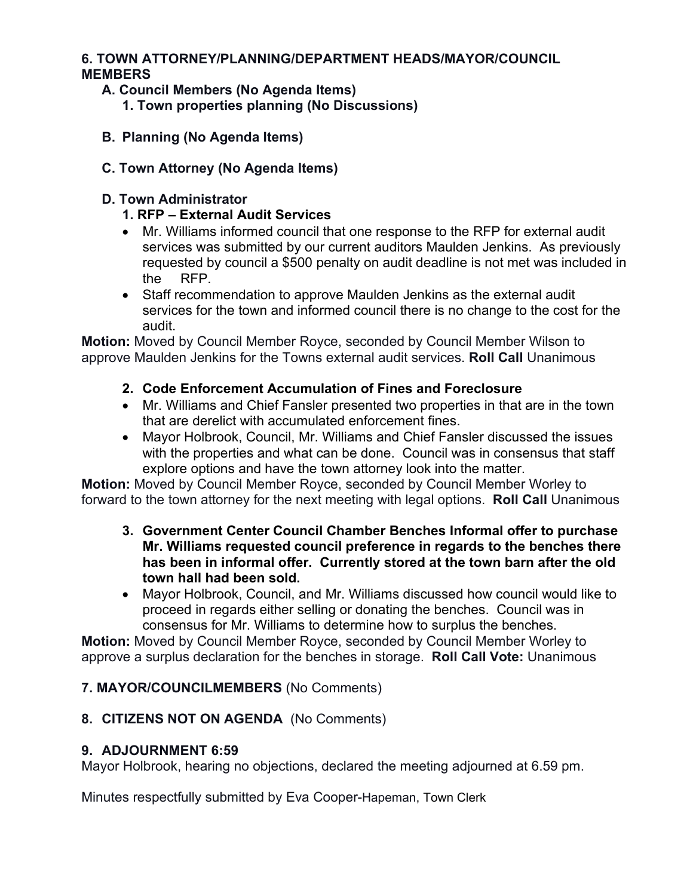## 6. TOWN ATTORNEY/PLANNING/DEPARTMENT HEADS/MAYOR/COUNCIL MEMBERS

### A. Council Members (No Agenda Items)

**1. Town properties planning (No Discussions)**

### B. Planning (No Agenda Items)

### C. Town Attorney (No Agenda Items)

### D. Town Administrator

**1. RFP – External Audit Services**

- Mr. Williams informed council that one response to the RFP for external audit services was submitted by our current auditors Maulden Jenkins. As previously requested by council a $500 penalty on audit deadline is not met was included in the RFP.
- Staff recommendation to approve Maulden Jenkins as the external audit services for the town and informed council there is no change to the cost for the audit.

**Motion:** Moved by Council Member Royce, seconded by Council Member Wilson to approve Maulden Jenkins for the Towns external audit services. **Roll Call** Unanimous

**2. Code Enforcement Accumulation of Fines and Foreclosure**

- Mr. Williams and Chief Fansler presented two properties in that are in the town that are derelict with accumulated enforcement fines.
- Mayor Holbrook, Council, Mr. Williams and Chief Fansler discussed the issues with the properties and what can be done. Council was in consensus that staff explore options and have the town attorney look into the matter.

**Motion:** Moved by Council Member Royce, seconded by Council Member Worley to forward to the town attorney for the next meeting with legal options. **Roll Call** Unanimous

**3. Government Center Council Chamber Benches Informal offer to purchase Mr. Williams requested council preference in regards to the benches there has been in informal offer. Currently stored at the town barn after the old town hall had been sold.**

- Mayor Holbrook, Council, and Mr. Williams discussed how council would like to proceed in regards either selling or donating the benches. Council was in consensus for Mr. Williams to determine how to surplus the benches.

**Motion:** Moved by Council Member Royce, seconded by Council Member Worley to approve a surplus declaration for the benches in storage. **Roll Call Vote:** Unanimous

## 7. MAYOR/COUNCILMEMBERS (No Comments)

## 8. CITIZENS NOT ON AGENDA (No Comments)

## 9. ADJOURNMENT 6:59

Mayor Holbrook, hearing no objections, declared the meeting adjourned at 6.59 pm.

Minutes respectfully submitted by Eva Cooper-Hapeman, Town Clerk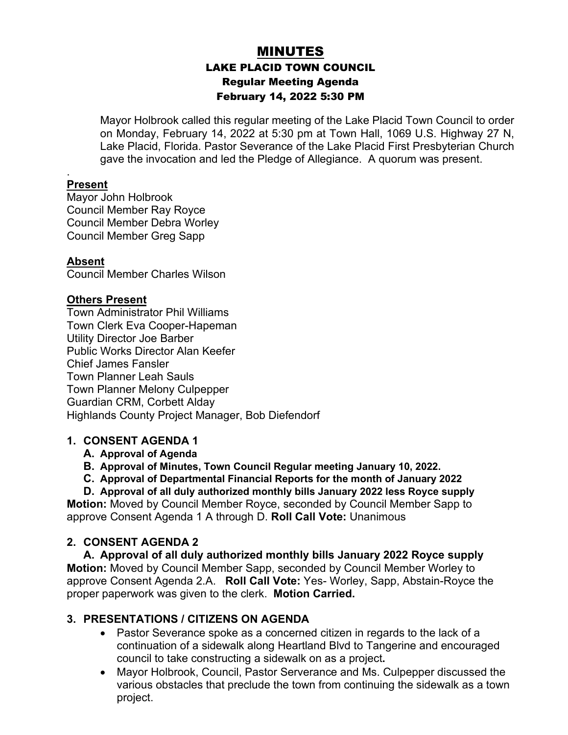# MINUTES

## LAKE PLACID TOWN COUNCIL

### Regular Meeting Agenda

### February 14, 2022 5:30 PM

Mayor Holbrook called this regular meeting of the Lake Placid Town Council to order on Monday, February 14, 2022 at 5:30 pm at Town Hall, 1069 U.S. Highway 27 N, Lake Placid, Florida. Pastor Severance of the Lake Placid First Presbyterian Church gave the invocation and led the Pledge of Allegiance. A quorum was present.

.

**Present**

Mayor John Holbrook
Council Member Ray Royce
Council Member Debra Worley
Council Member Greg Sapp

**Absent**

Council Member Charles Wilson

**Others Present**

Town Administrator Phil Williams
Town Clerk Eva Cooper-Hapeman
Utility Director Joe Barber
Public Works Director Alan Keefer
Chief James Fansler
Town Planner Leah Sauls
Town Planner Melony Culpepper
Guardian CRM, Corbett Alday
Highlands County Project Manager, Bob Diefendorf

**1. CONSENT AGENDA 1**

- **A. Approval of Agenda**
- **B. Approval of Minutes, Town Council Regular meeting January 10, 2022.**
- **C. Approval of Departmental Financial Reports for the month of January 2022**
- **D. Approval of all duly authorized monthly bills January 2022 less Royce supply**

**Motion:** Moved by Council Member Royce, seconded by Council Member Sapp to approve Consent Agenda 1 A through D. **Roll Call Vote:** Unanimous

**2. CONSENT AGENDA 2**

**A. Approval of all duly authorized monthly bills January 2022 Royce supply**

**Motion:** Moved by Council Member Sapp, seconded by Council Member Worley to approve Consent Agenda 2.A. **Roll Call Vote:** Yes- Worley, Sapp, Abstain-Royce the proper paperwork was given to the clerk. **Motion Carried.**

**3. PRESENTATIONS / CITIZENS ON AGENDA**

- Pastor Severance spoke as a concerned citizen in regards to the lack of a continuation of a sidewalk along Heartland Blvd to Tangerine and encouraged council to take constructing a sidewalk on as a project**.**
- Mayor Holbrook, Council, Pastor Serverance and Ms. Culpepper discussed the various obstacles that preclude the town from continuing the sidewalk as a town project.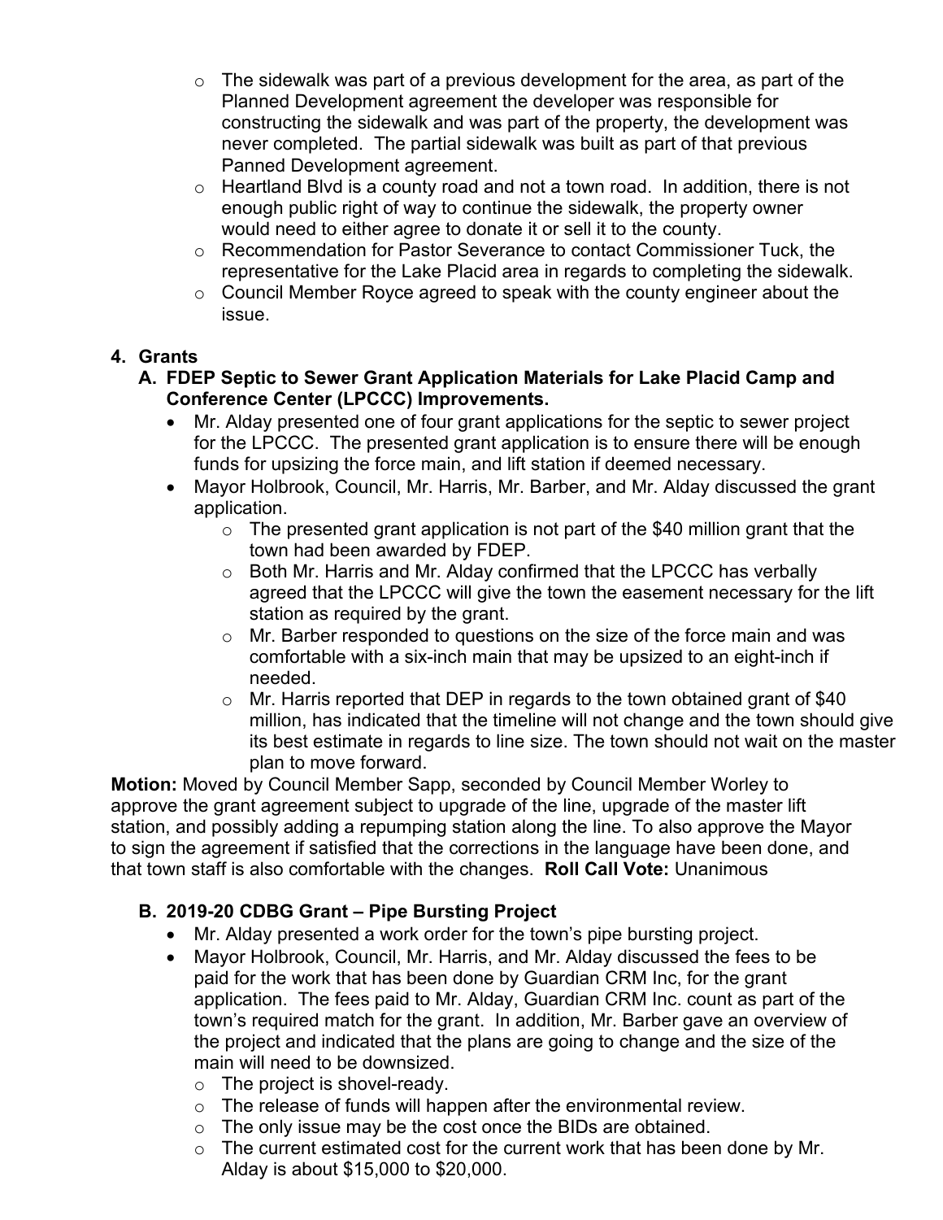- The sidewalk was part of a previous development for the area, as part of the Planned Development agreement the developer was responsible for constructing the sidewalk and was part of the property, the development was never completed. The partial sidewalk was built as part of that previous Panned Development agreement.
  - Heartland Blvd is a county road and not a town road. In addition, there is not enough public right of way to continue the sidewalk, the property owner would need to either agree to donate it or sell it to the county.
  - Recommendation for Pastor Severance to contact Commissioner Tuck, the representative for the Lake Placid area in regards to completing the sidewalk.
  - Council Member Royce agreed to speak with the county engineer about the issue.

**4. Grants**

**A. FDEP Septic to Sewer Grant Application Materials for Lake Placid Camp and Conference Center (LPCCC) Improvements.**

- Mr. Alday presented one of four grant applications for the septic to sewer project for the LPCCC. The presented grant application is to ensure there will be enough funds for upsizing the force main, and lift station if deemed necessary.
- Mayor Holbrook, Council, Mr. Harris, Mr. Barber, and Mr. Alday discussed the grant application.
  - The presented grant application is not part of the $40 million grant that the town had been awarded by FDEP.
  - Both Mr. Harris and Mr. Alday confirmed that the LPCCC has verbally agreed that the LPCCC will give the town the easement necessary for the lift station as required by the grant.
  - Mr. Barber responded to questions on the size of the force main and was comfortable with a six-inch main that may be upsized to an eight-inch if needed.
  - Mr. Harris reported that DEP in regards to the town obtained grant of $40 million, has indicated that the timeline will not change and the town should give its best estimate in regards to line size. The town should not wait on the master plan to move forward.

**Motion:** Moved by Council Member Sapp, seconded by Council Member Worley to approve the grant agreement subject to upgrade of the line, upgrade of the master lift station, and possibly adding a repumping station along the line. To also approve the Mayor to sign the agreement if satisfied that the corrections in the language have been done, and that town staff is also comfortable with the changes. **Roll Call Vote:** Unanimous

**B. 2019-20 CDBG Grant – Pipe Bursting Project**

- Mr. Alday presented a work order for the town's pipe bursting project.
- Mayor Holbrook, Council, Mr. Harris, and Mr. Alday discussed the fees to be paid for the work that has been done by Guardian CRM Inc, for the grant application. The fees paid to Mr. Alday, Guardian CRM Inc. count as part of the town's required match for the grant. In addition, Mr. Barber gave an overview of the project and indicated that the plans are going to change and the size of the main will need to be downsized.
  - The project is shovel-ready.
  - The release of funds will happen after the environmental review.
  - The only issue may be the cost once the BIDs are obtained.
  - The current estimated cost for the current work that has been done by Mr. Alday is about $15,000 to $20,000.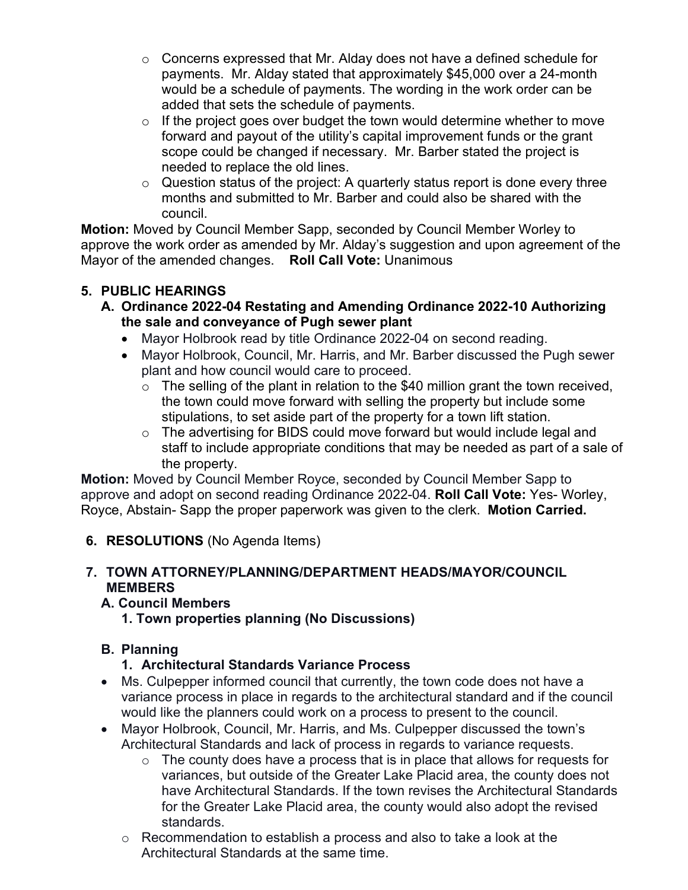- Concerns expressed that Mr. Alday does not have a defined schedule for payments. Mr. Alday stated that approximately $45,000 over a 24-month would be a schedule of payments. The wording in the work order can be added that sets the schedule of payments.
  - If the project goes over budget the town would determine whether to move forward and payout of the utility's capital improvement funds or the grant scope could be changed if necessary. Mr. Barber stated the project is needed to replace the old lines.
  - Question status of the project: A quarterly status report is done every three months and submitted to Mr. Barber and could also be shared with the council.

**Motion:** Moved by Council Member Sapp, seconded by Council Member Worley to approve the work order as amended by Mr. Alday's suggestion and upon agreement of the Mayor of the amended changes. **Roll Call Vote:** Unanimous

## 5. PUBLIC HEARINGS

### A. Ordinance 2022-04 Restating and Amending Ordinance 2022-10 Authorizing the sale and conveyance of Pugh sewer plant

- Mayor Holbrook read by title Ordinance 2022-04 on second reading.
- Mayor Holbrook, Council, Mr. Harris, and Mr. Barber discussed the Pugh sewer plant and how council would care to proceed.
  - The selling of the plant in relation to the $40 million grant the town received, the town could move forward with selling the property but include some stipulations, to set aside part of the property for a town lift station.
  - The advertising for BIDS could move forward but would include legal and staff to include appropriate conditions that may be needed as part of a sale of the property.

**Motion:** Moved by Council Member Royce, seconded by Council Member Sapp to approve and adopt on second reading Ordinance 2022-04. **Roll Call Vote:** Yes- Worley, Royce, Abstain- Sapp the proper paperwork was given to the clerk. **Motion Carried.**

## 6. RESOLUTIONS (No Agenda Items)

## 7. TOWN ATTORNEY/PLANNING/DEPARTMENT HEADS/MAYOR/COUNCIL MEMBERS

### A. Council Members

**1. Town properties planning (No Discussions)**

### B. Planning

**1. Architectural Standards Variance Process**

- Ms. Culpepper informed council that currently, the town code does not have a variance process in place in regards to the architectural standard and if the council would like the planners could work on a process to present to the council.
- Mayor Holbrook, Council, Mr. Harris, and Ms. Culpepper discussed the town's Architectural Standards and lack of process in regards to variance requests.
  - The county does have a process that is in place that allows for requests for variances, but outside of the Greater Lake Placid area, the county does not have Architectural Standards. If the town revises the Architectural Standards for the Greater Lake Placid area, the county would also adopt the revised standards.
  - Recommendation to establish a process and also to take a look at the Architectural Standards at the same time.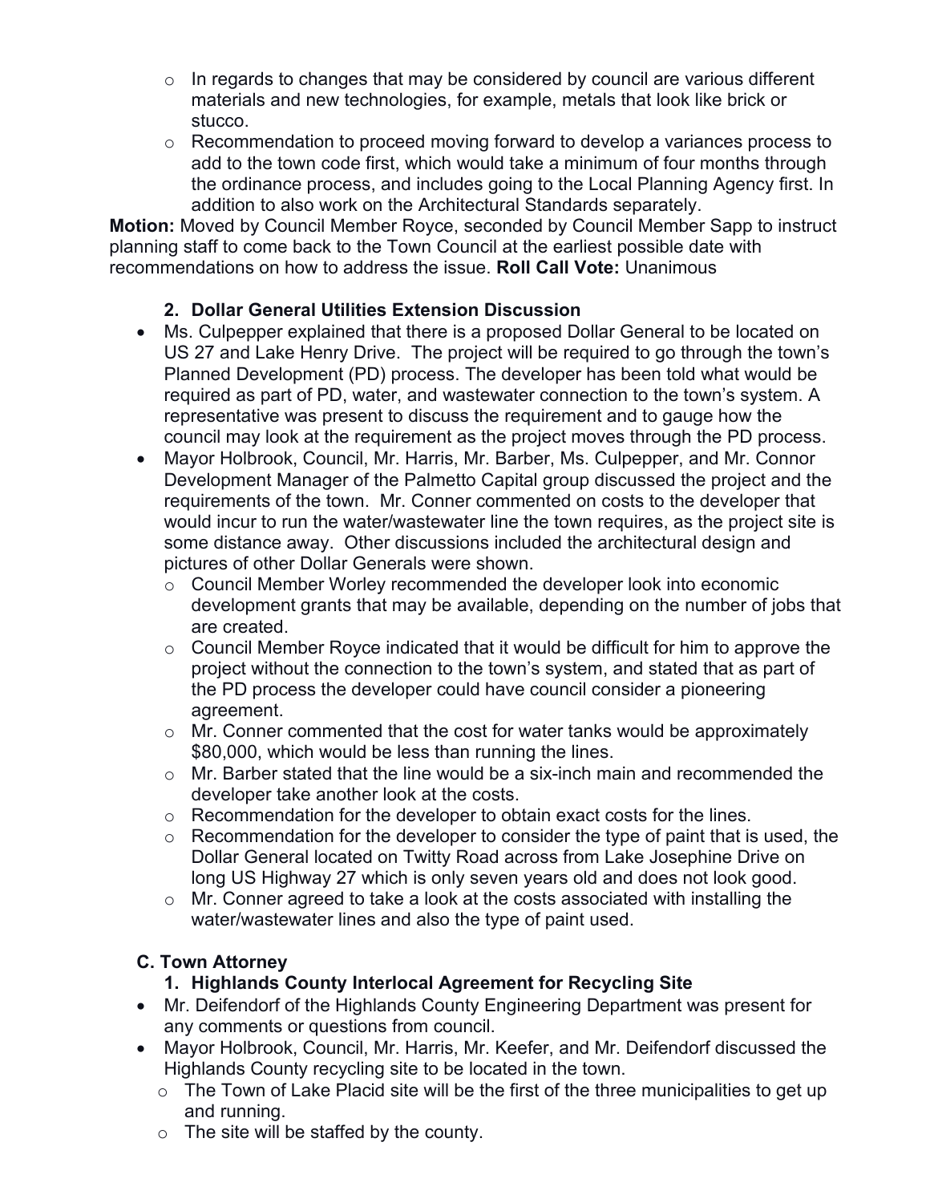- In regards to changes that may be considered by council are various different materials and new technologies, for example, metals that look like brick or stucco.
  - Recommendation to proceed moving forward to develop a variances process to add to the town code first, which would take a minimum of four months through the ordinance process, and includes going to the Local Planning Agency first. In addition to also work on the Architectural Standards separately.

**Motion:** Moved by Council Member Royce, seconded by Council Member Sapp to instruct planning staff to come back to the Town Council at the earliest possible date with recommendations on how to address the issue. **Roll Call Vote:** Unanimous

**2. Dollar General Utilities Extension Discussion**

- Ms. Culpepper explained that there is a proposed Dollar General to be located on US 27 and Lake Henry Drive. The project will be required to go through the town's Planned Development (PD) process. The developer has been told what would be required as part of PD, water, and wastewater connection to the town's system. A representative was present to discuss the requirement and to gauge how the council may look at the requirement as the project moves through the PD process.
- Mayor Holbrook, Council, Mr. Harris, Mr. Barber, Ms. Culpepper, and Mr. Connor Development Manager of the Palmetto Capital group discussed the project and the requirements of the town. Mr. Conner commented on costs to the developer that would incur to run the water/wastewater line the town requires, as the project site is some distance away. Other discussions included the architectural design and pictures of other Dollar Generals were shown.
  - Council Member Worley recommended the developer look into economic development grants that may be available, depending on the number of jobs that are created.
  - Council Member Royce indicated that it would be difficult for him to approve the project without the connection to the town's system, and stated that as part of the PD process the developer could have council consider a pioneering agreement.
  - Mr. Conner commented that the cost for water tanks would be approximately $80,000, which would be less than running the lines.
  - Mr. Barber stated that the line would be a six-inch main and recommended the developer take another look at the costs.
  - Recommendation for the developer to obtain exact costs for the lines.
  - Recommendation for the developer to consider the type of paint that is used, the Dollar General located on Twitty Road across from Lake Josephine Drive on long US Highway 27 which is only seven years old and does not look good.
  - Mr. Conner agreed to take a look at the costs associated with installing the water/wastewater lines and also the type of paint used.

**C. Town Attorney**

**1. Highlands County Interlocal Agreement for Recycling Site**

- Mr. Deifendorf of the Highlands County Engineering Department was present for any comments or questions from council.
- Mayor Holbrook, Council, Mr. Harris, Mr. Keefer, and Mr. Deifendorf discussed the Highlands County recycling site to be located in the town.
  - The Town of Lake Placid site will be the first of the three municipalities to get up and running.
  - The site will be staffed by the county.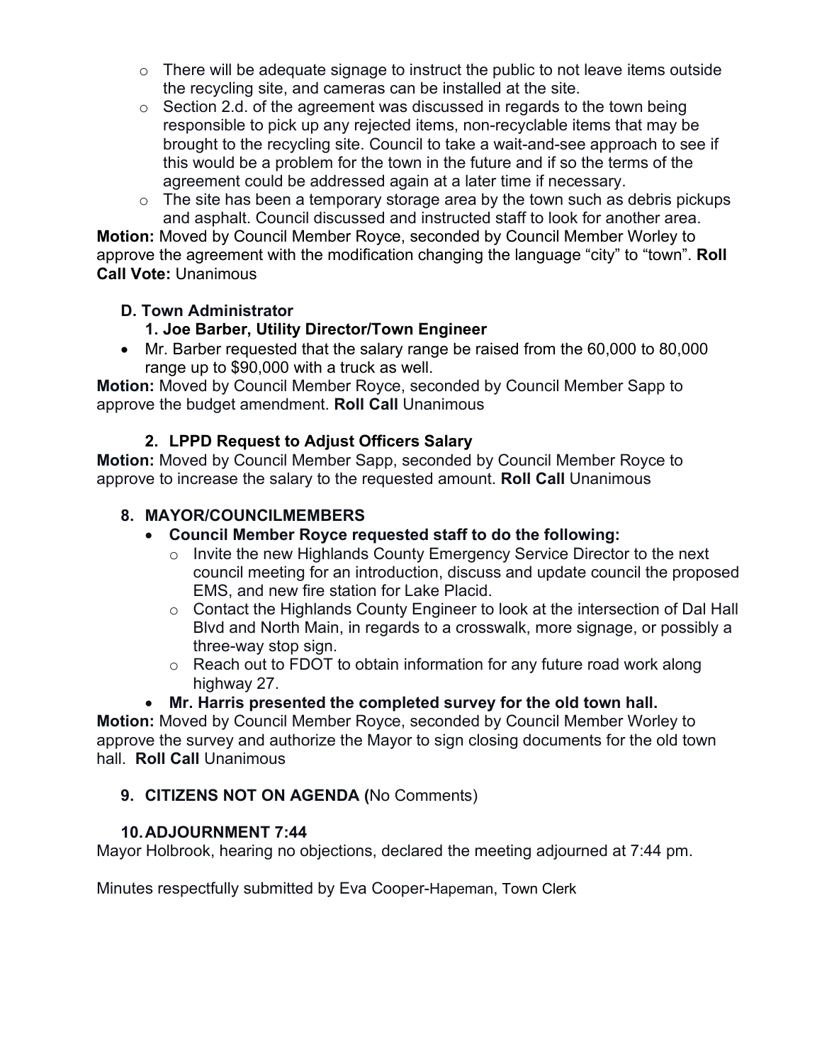- There will be adequate signage to instruct the public to not leave items outside the recycling site, and cameras can be installed at the site.
  - Section 2.d. of the agreement was discussed in regards to the town being responsible to pick up any rejected items, non-recyclable items that may be brought to the recycling site. Council to take a wait-and-see approach to see if this would be a problem for the town in the future and if so the terms of the agreement could be addressed again at a later time if necessary.
  - The site has been a temporary storage area by the town such as debris pickups and asphalt. Council discussed and instructed staff to look for another area.

**Motion:** Moved by Council Member Royce, seconded by Council Member Worley to approve the agreement with the modification changing the language "city" to "town". **Roll Call Vote:** Unanimous

**D. Town Administrator**

**1. Joe Barber, Utility Director/Town Engineer**

- Mr. Barber requested that the salary range be raised from the 60,000 to 80,000 range up to $90,000 with a truck as well.

**Motion:** Moved by Council Member Royce, seconded by Council Member Sapp to approve the budget amendment. **Roll Call** Unanimous

**2. LPPD Request to Adjust Officers Salary**

**Motion:** Moved by Council Member Sapp, seconded by Council Member Royce to approve to increase the salary to the requested amount. **Roll Call** Unanimous

**8. MAYOR/COUNCILMEMBERS**

- **Council Member Royce requested staff to do the following:**
  - Invite the new Highlands County Emergency Service Director to the next council meeting for an introduction, discuss and update council the proposed EMS, and new fire station for Lake Placid.
  - Contact the Highlands County Engineer to look at the intersection of Dal Hall Blvd and North Main, in regards to a crosswalk, more signage, or possibly a three-way stop sign.
  - Reach out to FDOT to obtain information for any future road work along highway 27.
- **Mr. Harris presented the completed survey for the old town hall.**

**Motion:** Moved by Council Member Royce, seconded by Council Member Worley to approve the survey and authorize the Mayor to sign closing documents for the old town hall. **Roll Call** Unanimous

**9. CITIZENS NOT ON AGENDA (**No Comments)

**10. ADJOURNMENT 7:44**

Mayor Holbrook, hearing no objections, declared the meeting adjourned at 7:44 pm.

Minutes respectfully submitted by Eva Cooper-Hapeman, Town Clerk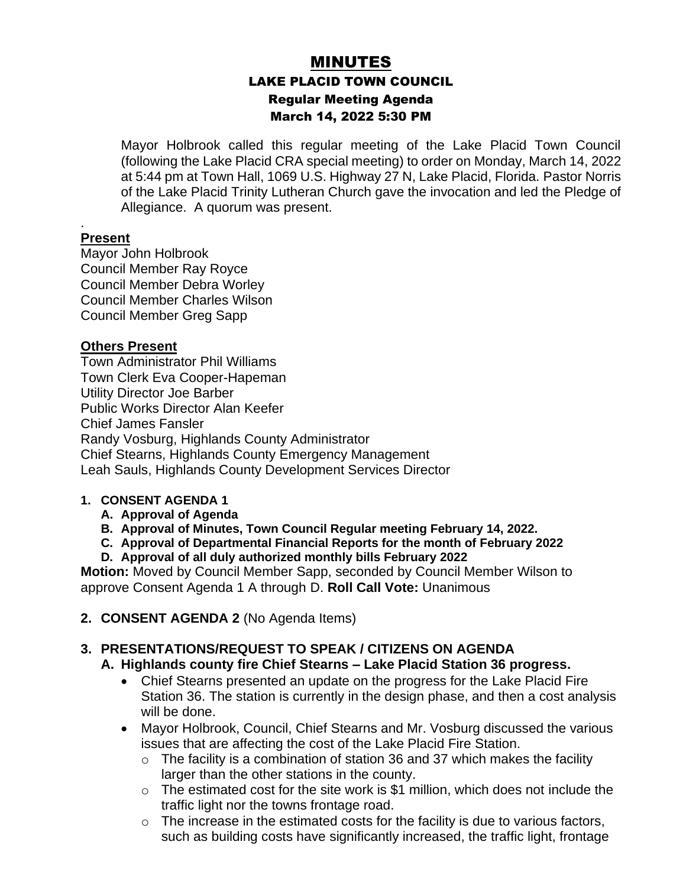# MINUTES

## LAKE PLACID TOWN COUNCIL

### Regular Meeting Agenda

### March 14, 2022 5:30 PM

Mayor Holbrook called this regular meeting of the Lake Placid Town Council (following the Lake Placid CRA special meeting) to order on Monday, March 14, 2022 at 5:44 pm at Town Hall, 1069 U.S. Highway 27 N, Lake Placid, Florida. Pastor Norris of the Lake Placid Trinity Lutheran Church gave the invocation and led the Pledge of Allegiance. A quorum was present.

.

**Present**

Mayor John Holbrook
Council Member Ray Royce
Council Member Debra Worley
Council Member Charles Wilson
Council Member Greg Sapp

**Others Present**

Town Administrator Phil Williams
Town Clerk Eva Cooper-Hapeman
Utility Director Joe Barber
Public Works Director Alan Keefer
Chief James Fansler
Randy Vosburg, Highlands County Administrator
Chief Stearns, Highlands County Emergency Management
Leah Sauls, Highlands County Development Services Director

1. **CONSENT AGENDA 1**
   - **A. Approval of Agenda**
   - **B. Approval of Minutes, Town Council Regular meeting February 14, 2022.**
   - **C. Approval of Departmental Financial Reports for the month of February 2022**
   - **D. Approval of all duly authorized monthly bills February 2022**

**Motion:** Moved by Council Member Sapp, seconded by Council Member Wilson to approve Consent Agenda 1 A through D. **Roll Call Vote:** Unanimous

2. **CONSENT AGENDA 2** (No Agenda Items)

3. **PRESENTATIONS/REQUEST TO SPEAK / CITIZENS ON AGENDA**

   **A. Highlands county fire Chief Stearns – Lake Placid Station 36 progress.**

   - Chief Stearns presented an update on the progress for the Lake Placid Fire Station 36. The station is currently in the design phase, and then a cost analysis will be done.
   - Mayor Holbrook, Council, Chief Stearns and Mr. Vosburg discussed the various issues that are affecting the cost of the Lake Placid Fire Station.
     - The facility is a combination of station 36 and 37 which makes the facility larger than the other stations in the county.
     - The estimated cost for the site work is $1 million, which does not include the traffic light nor the towns frontage road.
     - The increase in the estimated costs for the facility is due to various factors, such as building costs have significantly increased, the traffic light, frontage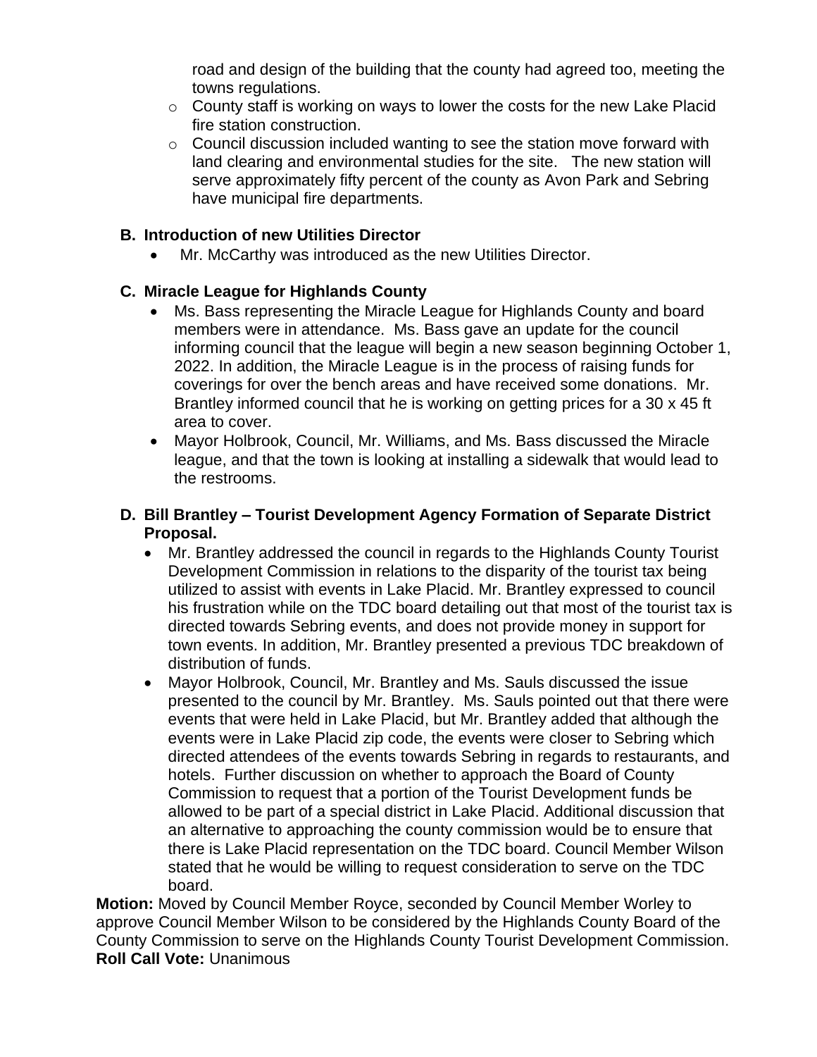road and design of the building that the county had agreed too, meeting the towns regulations.
    - County staff is working on ways to lower the costs for the new Lake Placid fire station construction.
    - Council discussion included wanting to see the station move forward with land clearing and environmental studies for the site. The new station will serve approximately fifty percent of the county as Avon Park and Sebring have municipal fire departments.

**B. Introduction of new Utilities Director**

- Mr. McCarthy was introduced as the new Utilities Director.

**C. Miracle League for Highlands County**

- Ms. Bass representing the Miracle League for Highlands County and board members were in attendance. Ms. Bass gave an update for the council informing council that the league will begin a new season beginning October 1, 2022. In addition, the Miracle League is in the process of raising funds for coverings for over the bench areas and have received some donations. Mr. Brantley informed council that he is working on getting prices for a 30 x 45 ft area to cover.
- Mayor Holbrook, Council, Mr. Williams, and Ms. Bass discussed the Miracle league, and that the town is looking at installing a sidewalk that would lead to the restrooms.

**D. Bill Brantley – Tourist Development Agency Formation of Separate District Proposal.**

- Mr. Brantley addressed the council in regards to the Highlands County Tourist Development Commission in relations to the disparity of the tourist tax being utilized to assist with events in Lake Placid. Mr. Brantley expressed to council his frustration while on the TDC board detailing out that most of the tourist tax is directed towards Sebring events, and does not provide money in support for town events. In addition, Mr. Brantley presented a previous TDC breakdown of distribution of funds.
- Mayor Holbrook, Council, Mr. Brantley and Ms. Sauls discussed the issue presented to the council by Mr. Brantley. Ms. Sauls pointed out that there were events that were held in Lake Placid, but Mr. Brantley added that although the events were in Lake Placid zip code, the events were closer to Sebring which directed attendees of the events towards Sebring in regards to restaurants, and hotels. Further discussion on whether to approach the Board of County Commission to request that a portion of the Tourist Development funds be allowed to be part of a special district in Lake Placid. Additional discussion that an alternative to approaching the county commission would be to ensure that there is Lake Placid representation on the TDC board. Council Member Wilson stated that he would be willing to request consideration to serve on the TDC board.

**Motion:** Moved by Council Member Royce, seconded by Council Member Worley to approve Council Member Wilson to be considered by the Highlands County Board of the County Commission to serve on the Highlands County Tourist Development Commission.
**Roll Call Vote:** Unanimous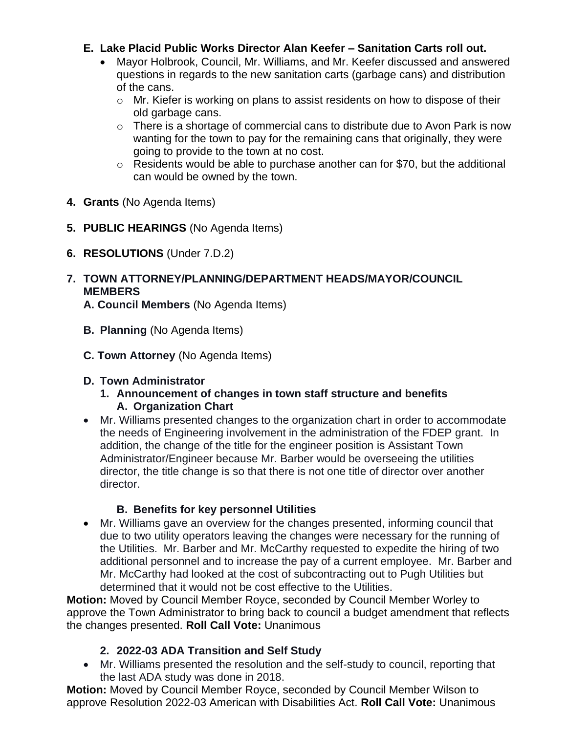**E. Lake Placid Public Works Director Alan Keefer – Sanitation Carts roll out.**

- Mayor Holbrook, Council, Mr. Williams, and Mr. Keefer discussed and answered questions in regards to the new sanitation carts (garbage cans) and distribution of the cans.
  - Mr. Kiefer is working on plans to assist residents on how to dispose of their old garbage cans.
  - There is a shortage of commercial cans to distribute due to Avon Park is now wanting for the town to pay for the remaining cans that originally, they were going to provide to the town at no cost.
  - Residents would be able to purchase another can for $70, but the additional can would be owned by the town.

**4. Grants** (No Agenda Items)

**5. PUBLIC HEARINGS** (No Agenda Items)

**6. RESOLUTIONS** (Under 7.D.2)

**7. TOWN ATTORNEY/PLANNING/DEPARTMENT HEADS/MAYOR/COUNCIL MEMBERS**

**A. Council Members** (No Agenda Items)

**B. Planning** (No Agenda Items)

**C. Town Attorney** (No Agenda Items)

**D. Town Administrator**

**1. Announcement of changes in town staff structure and benefits**

**A. Organization Chart**

- Mr. Williams presented changes to the organization chart in order to accommodate the needs of Engineering involvement in the administration of the FDEP grant. In addition, the change of the title for the engineer position is Assistant Town Administrator/Engineer because Mr. Barber would be overseeing the utilities director, the title change is so that there is not one title of director over another director.

**B. Benefits for key personnel Utilities**

- Mr. Williams gave an overview for the changes presented, informing council that due to two utility operators leaving the changes were necessary for the running of the Utilities. Mr. Barber and Mr. McCarthy requested to expedite the hiring of two additional personnel and to increase the pay of a current employee. Mr. Barber and Mr. McCarthy had looked at the cost of subcontracting out to Pugh Utilities but determined that it would not be cost effective to the Utilities.

**Motion:** Moved by Council Member Royce, seconded by Council Member Worley to approve the Town Administrator to bring back to council a budget amendment that reflects the changes presented. **Roll Call Vote:** Unanimous

**2. 2022-03 ADA Transition and Self Study**

- Mr. Williams presented the resolution and the self-study to council, reporting that the last ADA study was done in 2018.

**Motion:** Moved by Council Member Royce, seconded by Council Member Wilson to approve Resolution 2022-03 American with Disabilities Act. **Roll Call Vote:** Unanimous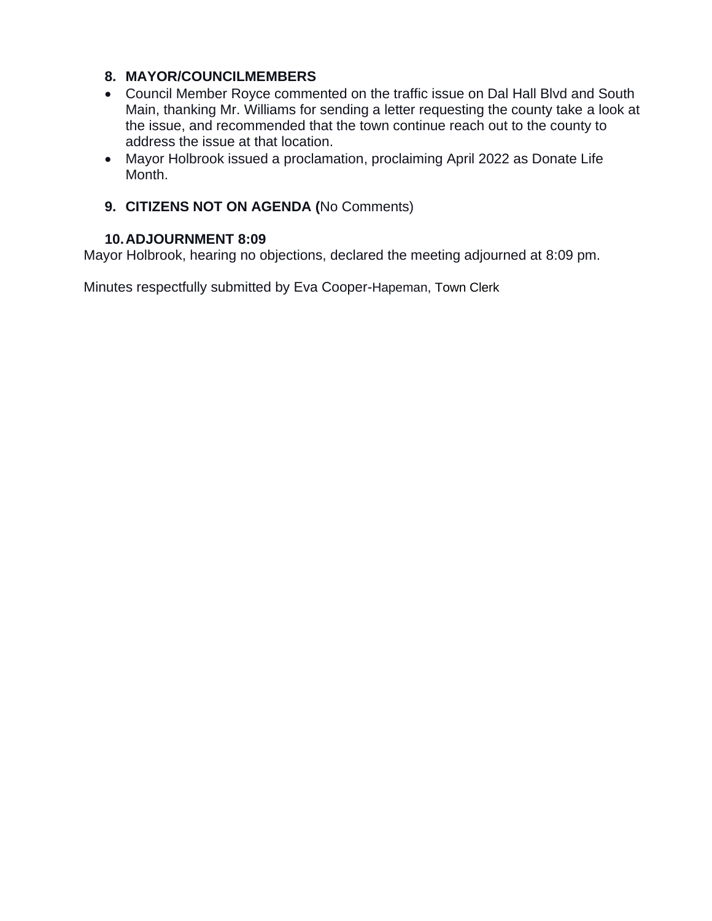**8. MAYOR/COUNCILMEMBERS**

- Council Member Royce commented on the traffic issue on Dal Hall Blvd and South Main, thanking Mr. Williams for sending a letter requesting the county take a look at the issue, and recommended that the town continue reach out to the county to address the issue at that location.
- Mayor Holbrook issued a proclamation, proclaiming April 2022 as Donate Life Month.

**9. CITIZENS NOT ON AGENDA (**No Comments)

**10. ADJOURNMENT 8:09**

Mayor Holbrook, hearing no objections, declared the meeting adjourned at 8:09 pm.

Minutes respectfully submitted by Eva Cooper-Hapeman, Town Clerk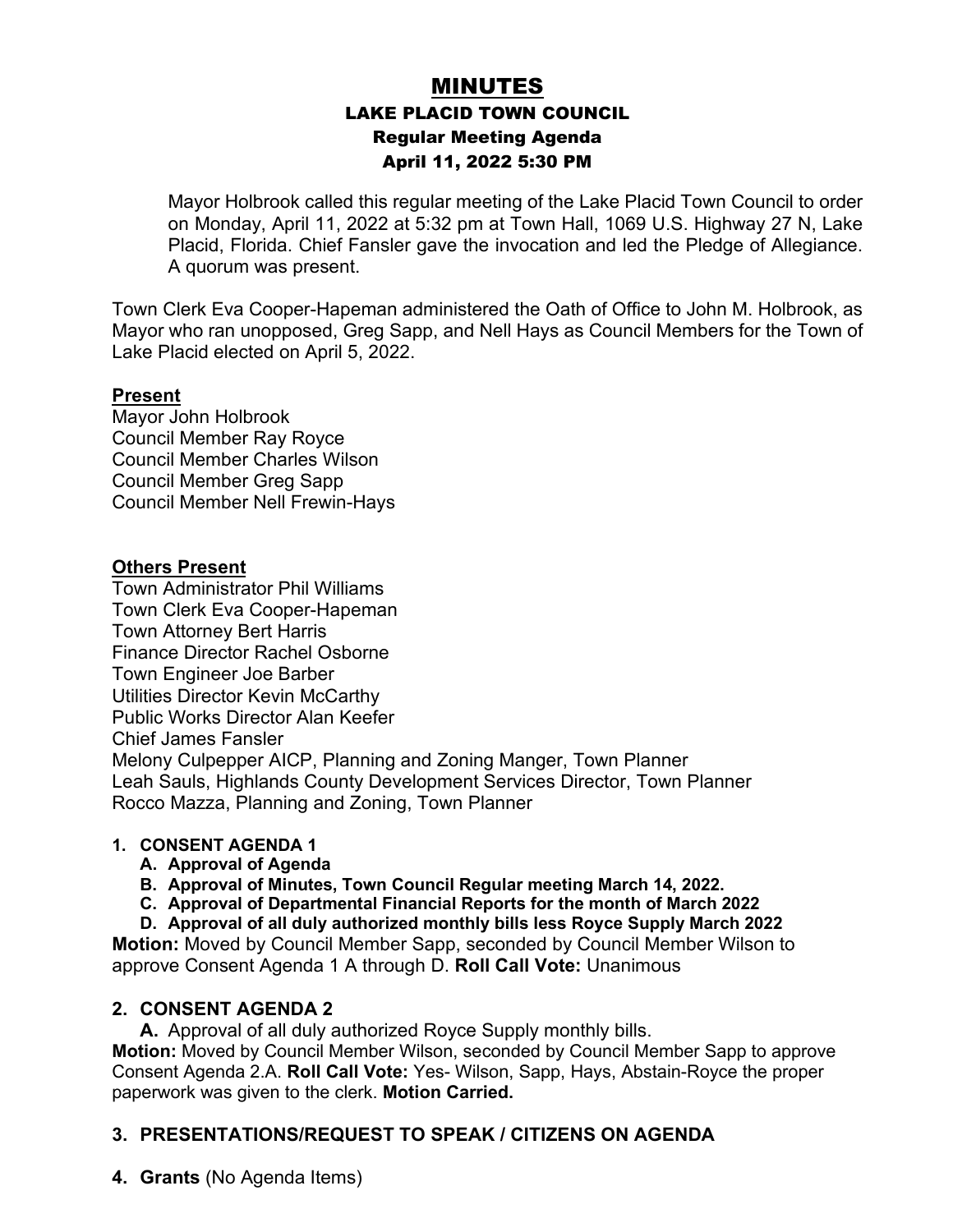# MINUTES

## LAKE PLACID TOWN COUNCIL

### Regular Meeting Agenda

### April 11, 2022 5:30 PM

Mayor Holbrook called this regular meeting of the Lake Placid Town Council to order on Monday, April 11, 2022 at 5:32 pm at Town Hall, 1069 U.S. Highway 27 N, Lake Placid, Florida. Chief Fansler gave the invocation and led the Pledge of Allegiance. A quorum was present.

Town Clerk Eva Cooper-Hapeman administered the Oath of Office to John M. Holbrook, as Mayor who ran unopposed, Greg Sapp, and Nell Hays as Council Members for the Town of Lake Placid elected on April 5, 2022.

**Present**

Mayor John Holbrook
Council Member Ray Royce
Council Member Charles Wilson
Council Member Greg Sapp
Council Member Nell Frewin-Hays

**Others Present**

Town Administrator Phil Williams
Town Clerk Eva Cooper-Hapeman
Town Attorney Bert Harris
Finance Director Rachel Osborne
Town Engineer Joe Barber
Utilities Director Kevin McCarthy
Public Works Director Alan Keefer
Chief James Fansler
Melony Culpepper AICP, Planning and Zoning Manger, Town Planner
Leah Sauls, Highlands County Development Services Director, Town Planner
Rocco Mazza, Planning and Zoning, Town Planner

1. **CONSENT AGENDA 1**
   - **A. Approval of Agenda**
   - **B. Approval of Minutes, Town Council Regular meeting March 14, 2022.**
   - **C. Approval of Departmental Financial Reports for the month of March 2022**
   - **D. Approval of all duly authorized monthly bills less Royce Supply March 2022**

**Motion:** Moved by Council Member Sapp, seconded by Council Member Wilson to approve Consent Agenda 1 A through D. **Roll Call Vote:** Unanimous

2. **CONSENT AGENDA 2**
   - **A.** Approval of all duly authorized Royce Supply monthly bills.

**Motion:** Moved by Council Member Wilson, seconded by Council Member Sapp to approve Consent Agenda 2.A. **Roll Call Vote:** Yes- Wilson, Sapp, Hays, Abstain-Royce the proper paperwork was given to the clerk. **Motion Carried.**

3. **PRESENTATIONS/REQUEST TO SPEAK / CITIZENS ON AGENDA**

4. **Grants** (No Agenda Items)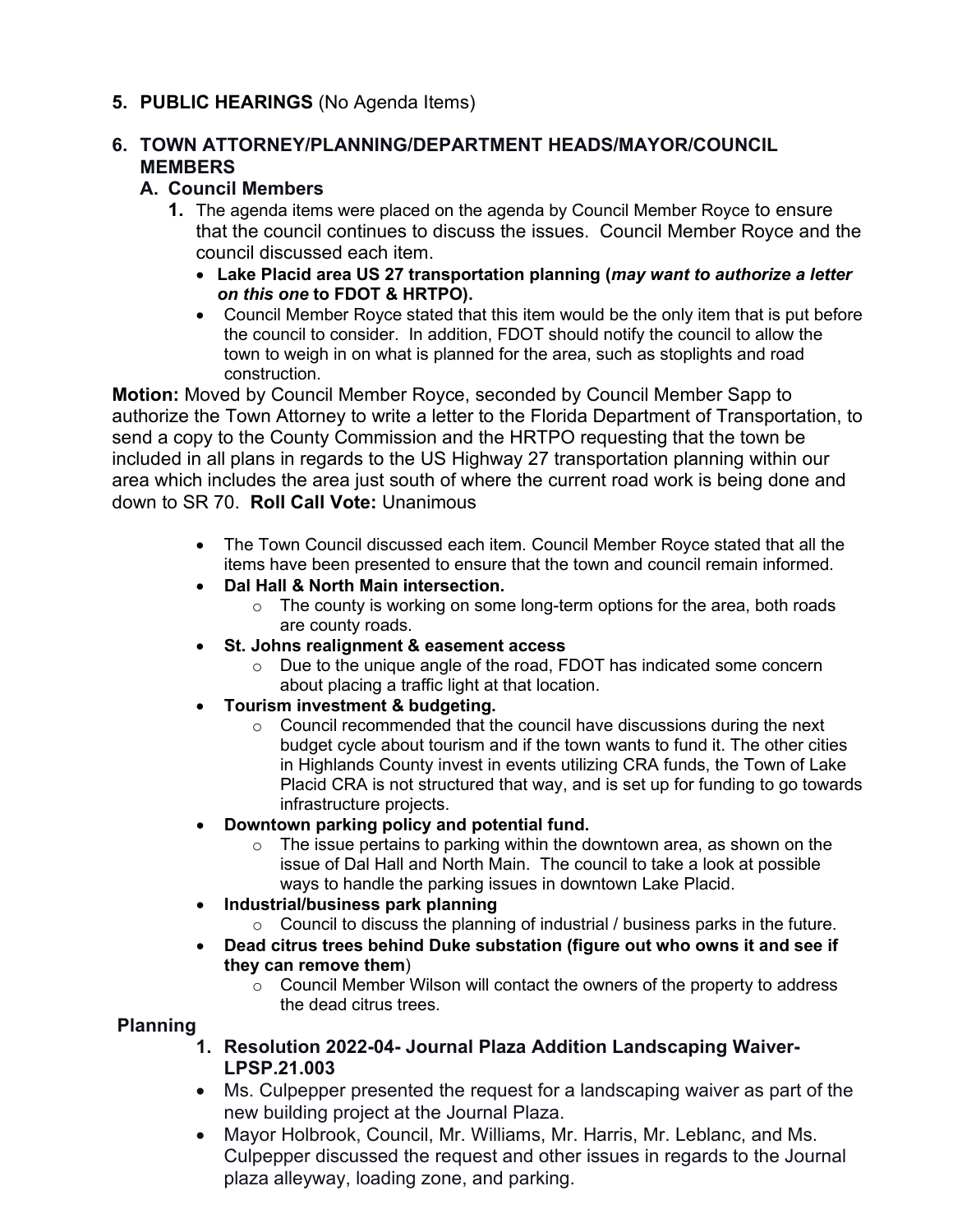**5. PUBLIC HEARINGS** (No Agenda Items)

**6. TOWN ATTORNEY/PLANNING/DEPARTMENT HEADS/MAYOR/COUNCIL MEMBERS**

**A. Council Members**

1. The agenda items were placed on the agenda by Council Member Royce to ensure that the council continues to discuss the issues. Council Member Royce and the council discussed each item.
   - **Lake Placid area US 27 transportation planning (*may want to authorize a letter on this one* to FDOT & HRTPO).**
   - Council Member Royce stated that this item would be the only item that is put before the council to consider. In addition, FDOT should notify the council to allow the town to weigh in on what is planned for the area, such as stoplights and road construction.

**Motion:** Moved by Council Member Royce, seconded by Council Member Sapp to authorize the Town Attorney to write a letter to the Florida Department of Transportation, to send a copy to the County Commission and the HRTPO requesting that the town be included in all plans in regards to the US Highway 27 transportation planning within our area which includes the area just south of where the current road work is being done and down to SR 70. **Roll Call Vote:** Unanimous

- The Town Council discussed each item. Council Member Royce stated that all the items have been presented to ensure that the town and council remain informed.
- **Dal Hall & North Main intersection.**
  - The county is working on some long-term options for the area, both roads are county roads.
- **St. Johns realignment & easement access**
  - Due to the unique angle of the road, FDOT has indicated some concern about placing a traffic light at that location.
- **Tourism investment & budgeting.**
  - Council recommended that the council have discussions during the next budget cycle about tourism and if the town wants to fund it. The other cities in Highlands County invest in events utilizing CRA funds, the Town of Lake Placid CRA is not structured that way, and is set up for funding to go towards infrastructure projects.
- **Downtown parking policy and potential fund.**
  - The issue pertains to parking within the downtown area, as shown on the issue of Dal Hall and North Main. The council to take a look at possible ways to handle the parking issues in downtown Lake Placid.
- **Industrial/business park planning**
  - Council to discuss the planning of industrial / business parks in the future.
- **Dead citrus trees behind Duke substation (figure out who owns it and see if they can remove them**)
  - Council Member Wilson will contact the owners of the property to address the dead citrus trees.

**Planning**

1. **Resolution 2022-04- Journal Plaza Addition Landscaping Waiver- LPSP.21.003**
   - Ms. Culpepper presented the request for a landscaping waiver as part of the new building project at the Journal Plaza.
   - Mayor Holbrook, Council, Mr. Williams, Mr. Harris, Mr. Leblanc, and Ms. Culpepper discussed the request and other issues in regards to the Journal plaza alleyway, loading zone, and parking.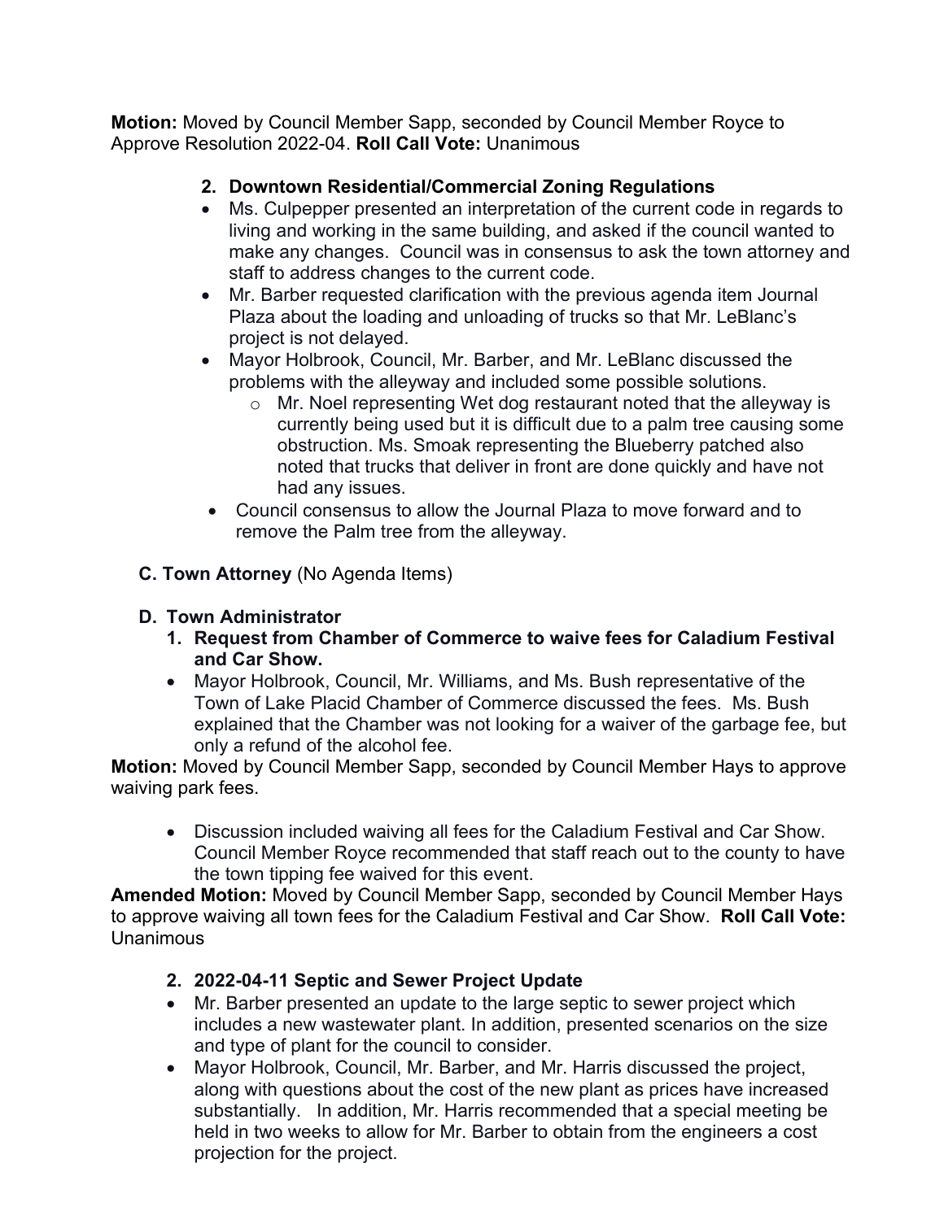**Motion:** Moved by Council Member Sapp, seconded by Council Member Royce to Approve Resolution 2022-04. **Roll Call Vote:** Unanimous

2. **Downtown Residential/Commercial Zoning Regulations**

- Ms. Culpepper presented an interpretation of the current code in regards to living and working in the same building, and asked if the council wanted to make any changes. Council was in consensus to ask the town attorney and staff to address changes to the current code.
- Mr. Barber requested clarification with the previous agenda item Journal Plaza about the loading and unloading of trucks so that Mr. LeBlanc's project is not delayed.
- Mayor Holbrook, Council, Mr. Barber, and Mr. LeBlanc discussed the problems with the alleyway and included some possible solutions.
  - Mr. Noel representing Wet dog restaurant noted that the alleyway is currently being used but it is difficult due to a palm tree causing some obstruction. Ms. Smoak representing the Blueberry patched also noted that trucks that deliver in front are done quickly and have not had any issues.
- Council consensus to allow the Journal Plaza to move forward and to remove the Palm tree from the alleyway.

**C. Town Attorney** (No Agenda Items)

**D. Town Administrator**

1. **Request from Chamber of Commerce to waive fees for Caladium Festival and Car Show.**

- Mayor Holbrook, Council, Mr. Williams, and Ms. Bush representative of the Town of Lake Placid Chamber of Commerce discussed the fees. Ms. Bush explained that the Chamber was not looking for a waiver of the garbage fee, but only a refund of the alcohol fee.

**Motion:** Moved by Council Member Sapp, seconded by Council Member Hays to approve waiving park fees.

- Discussion included waiving all fees for the Caladium Festival and Car Show. Council Member Royce recommended that staff reach out to the county to have the town tipping fee waived for this event.

**Amended Motion:** Moved by Council Member Sapp, seconded by Council Member Hays to approve waiving all town fees for the Caladium Festival and Car Show. **Roll Call Vote:** Unanimous

2. **2022-04-11 Septic and Sewer Project Update**

- Mr. Barber presented an update to the large septic to sewer project which includes a new wastewater plant. In addition, presented scenarios on the size and type of plant for the council to consider.
- Mayor Holbrook, Council, Mr. Barber, and Mr. Harris discussed the project, along with questions about the cost of the new plant as prices have increased substantially. In addition, Mr. Harris recommended that a special meeting be held in two weeks to allow for Mr. Barber to obtain from the engineers a cost projection for the project.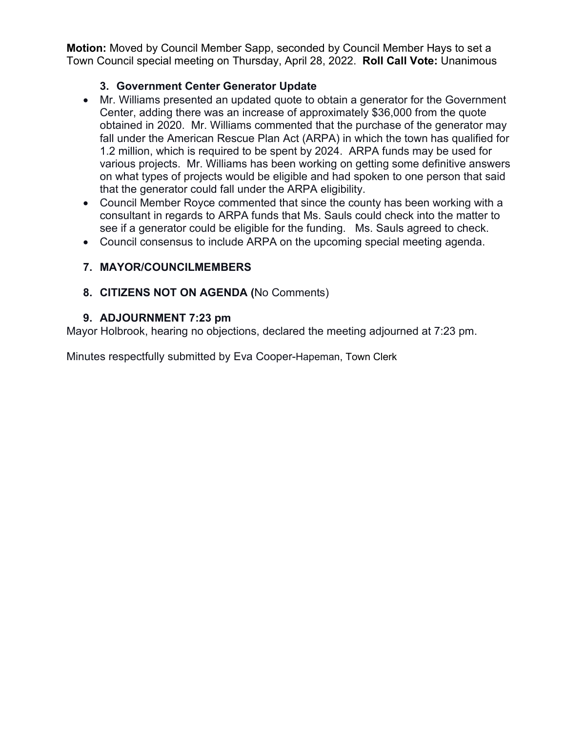**Motion:** Moved by Council Member Sapp, seconded by Council Member Hays to set a Town Council special meeting on Thursday, April 28, 2022. **Roll Call Vote:** Unanimous

### 3. Government Center Generator Update

- Mr. Williams presented an updated quote to obtain a generator for the Government Center, adding there was an increase of approximately $36,000 from the quote obtained in 2020. Mr. Williams commented that the purchase of the generator may fall under the American Rescue Plan Act (ARPA) in which the town has qualified for 1.2 million, which is required to be spent by 2024. ARPA funds may be used for various projects. Mr. Williams has been working on getting some definitive answers on what types of projects would be eligible and had spoken to one person that said that the generator could fall under the ARPA eligibility.
- Council Member Royce commented that since the county has been working with a consultant in regards to ARPA funds that Ms. Sauls could check into the matter to see if a generator could be eligible for the funding. Ms. Sauls agreed to check.
- Council consensus to include ARPA on the upcoming special meeting agenda.

## 7. MAYOR/COUNCILMEMBERS

## 8. CITIZENS NOT ON AGENDA (No Comments)

## 9. ADJOURNMENT 7:23 pm

Mayor Holbrook, hearing no objections, declared the meeting adjourned at 7:23 pm.

Minutes respectfully submitted by Eva Cooper-Hapeman, Town Clerk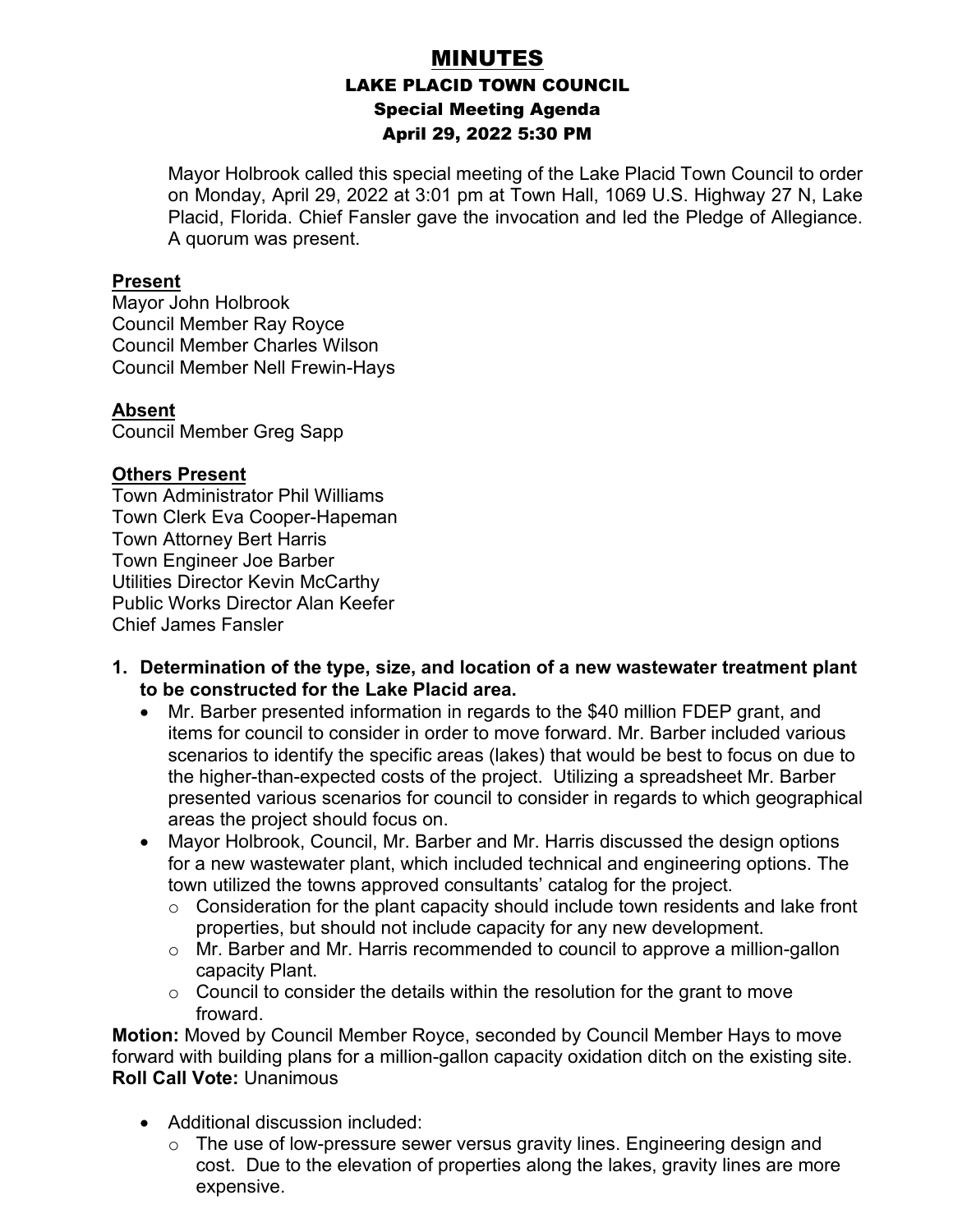# MINUTES

## LAKE PLACID TOWN COUNCIL

### Special Meeting Agenda

### April 29, 2022 5:30 PM

Mayor Holbrook called this special meeting of the Lake Placid Town Council to order on Monday, April 29, 2022 at 3:01 pm at Town Hall, 1069 U.S. Highway 27 N, Lake Placid, Florida. Chief Fansler gave the invocation and led the Pledge of Allegiance. A quorum was present.

**Present**

Mayor John Holbrook
Council Member Ray Royce
Council Member Charles Wilson
Council Member Nell Frewin-Hays

**Absent**

Council Member Greg Sapp

**Others Present**

Town Administrator Phil Williams
Town Clerk Eva Cooper-Hapeman
Town Attorney Bert Harris
Town Engineer Joe Barber
Utilities Director Kevin McCarthy
Public Works Director Alan Keefer
Chief James Fansler

1. **Determination of the type, size, and location of a new wastewater treatment plant to be constructed for the Lake Placid area.**
   - Mr. Barber presented information in regards to the $40 million FDEP grant, and items for council to consider in order to move forward. Mr. Barber included various scenarios to identify the specific areas (lakes) that would be best to focus on due to the higher-than-expected costs of the project. Utilizing a spreadsheet Mr. Barber presented various scenarios for council to consider in regards to which geographical areas the project should focus on.
   - Mayor Holbrook, Council, Mr. Barber and Mr. Harris discussed the design options for a new wastewater plant, which included technical and engineering options. The town utilized the towns approved consultants' catalog for the project.
     - Consideration for the plant capacity should include town residents and lake front properties, but should not include capacity for any new development.
     - Mr. Barber and Mr. Harris recommended to council to approve a million-gallon capacity Plant.
     - Council to consider the details within the resolution for the grant to move froward.

**Motion:** Moved by Council Member Royce, seconded by Council Member Hays to move forward with building plans for a million-gallon capacity oxidation ditch on the existing site.
**Roll Call Vote:** Unanimous

- Additional discussion included:
  - The use of low-pressure sewer versus gravity lines. Engineering design and cost. Due to the elevation of properties along the lakes, gravity lines are more expensive.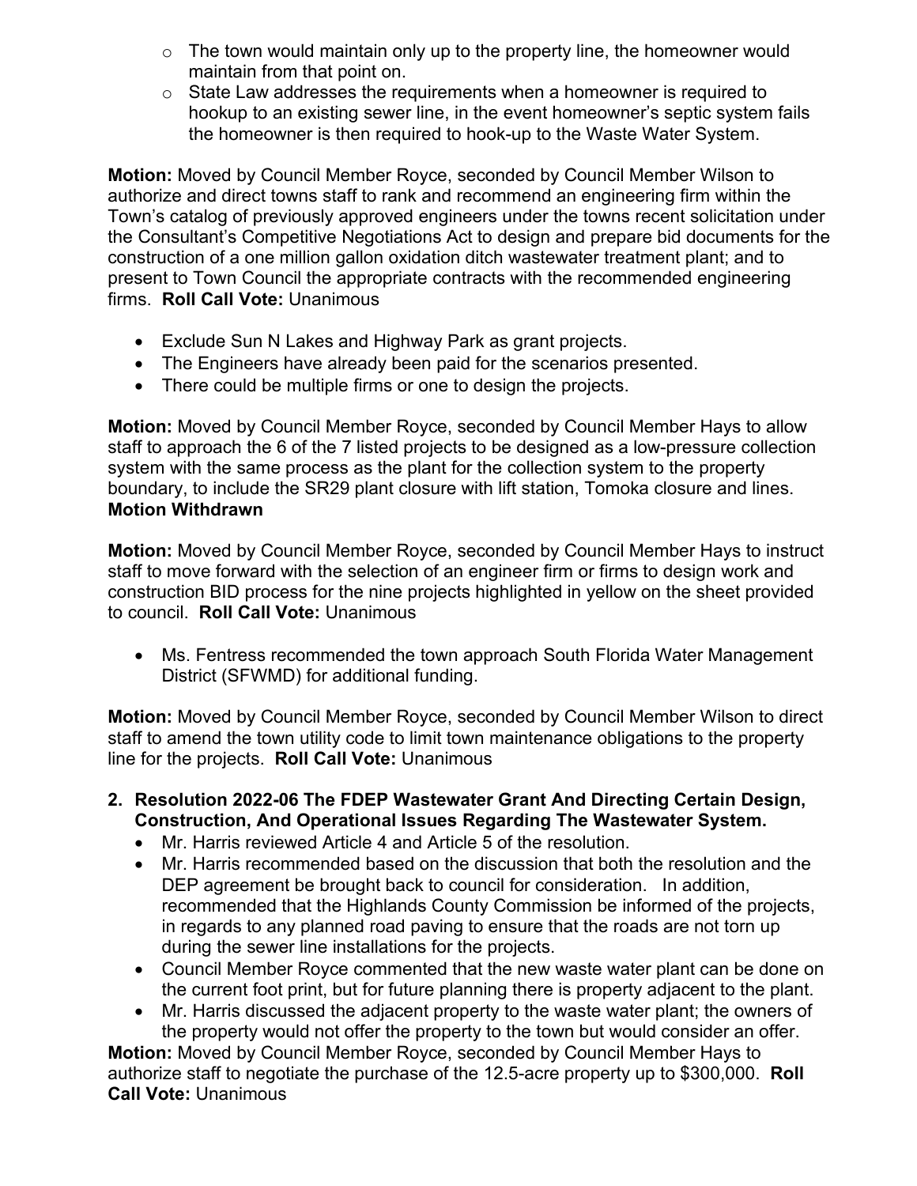- The town would maintain only up to the property line, the homeowner would maintain from that point on.
  - State Law addresses the requirements when a homeowner is required to hookup to an existing sewer line, in the event homeowner's septic system fails the homeowner is then required to hook-up to the Waste Water System.

**Motion:** Moved by Council Member Royce, seconded by Council Member Wilson to authorize and direct towns staff to rank and recommend an engineering firm within the Town's catalog of previously approved engineers under the towns recent solicitation under the Consultant's Competitive Negotiations Act to design and prepare bid documents for the construction of a one million gallon oxidation ditch wastewater treatment plant; and to present to Town Council the appropriate contracts with the recommended engineering firms. **Roll Call Vote:** Unanimous

- Exclude Sun N Lakes and Highway Park as grant projects.
- The Engineers have already been paid for the scenarios presented.
- There could be multiple firms or one to design the projects.

**Motion:** Moved by Council Member Royce, seconded by Council Member Hays to allow staff to approach the 6 of the 7 listed projects to be designed as a low-pressure collection system with the same process as the plant for the collection system to the property boundary, to include the SR29 plant closure with lift station, Tomoka closure and lines. **Motion Withdrawn**

**Motion:** Moved by Council Member Royce, seconded by Council Member Hays to instruct staff to move forward with the selection of an engineer firm or firms to design work and construction BID process for the nine projects highlighted in yellow on the sheet provided to council. **Roll Call Vote:** Unanimous

- Ms. Fentress recommended the town approach South Florida Water Management District (SFWMD) for additional funding.

**Motion:** Moved by Council Member Royce, seconded by Council Member Wilson to direct staff to amend the town utility code to limit town maintenance obligations to the property line for the projects. **Roll Call Vote:** Unanimous

2. **Resolution 2022-06 The FDEP Wastewater Grant And Directing Certain Design, Construction, And Operational Issues Regarding The Wastewater System.**
   - Mr. Harris reviewed Article 4 and Article 5 of the resolution.
   - Mr. Harris recommended based on the discussion that both the resolution and the DEP agreement be brought back to council for consideration. In addition, recommended that the Highlands County Commission be informed of the projects, in regards to any planned road paving to ensure that the roads are not torn up during the sewer line installations for the projects.
   - Council Member Royce commented that the new waste water plant can be done on the current foot print, but for future planning there is property adjacent to the plant.
   - Mr. Harris discussed the adjacent property to the waste water plant; the owners of the property would not offer the property to the town but would consider an offer.

**Motion:** Moved by Council Member Royce, seconded by Council Member Hays to authorize staff to negotiate the purchase of the 12.5-acre property up to $300,000. **Roll Call Vote:** Unanimous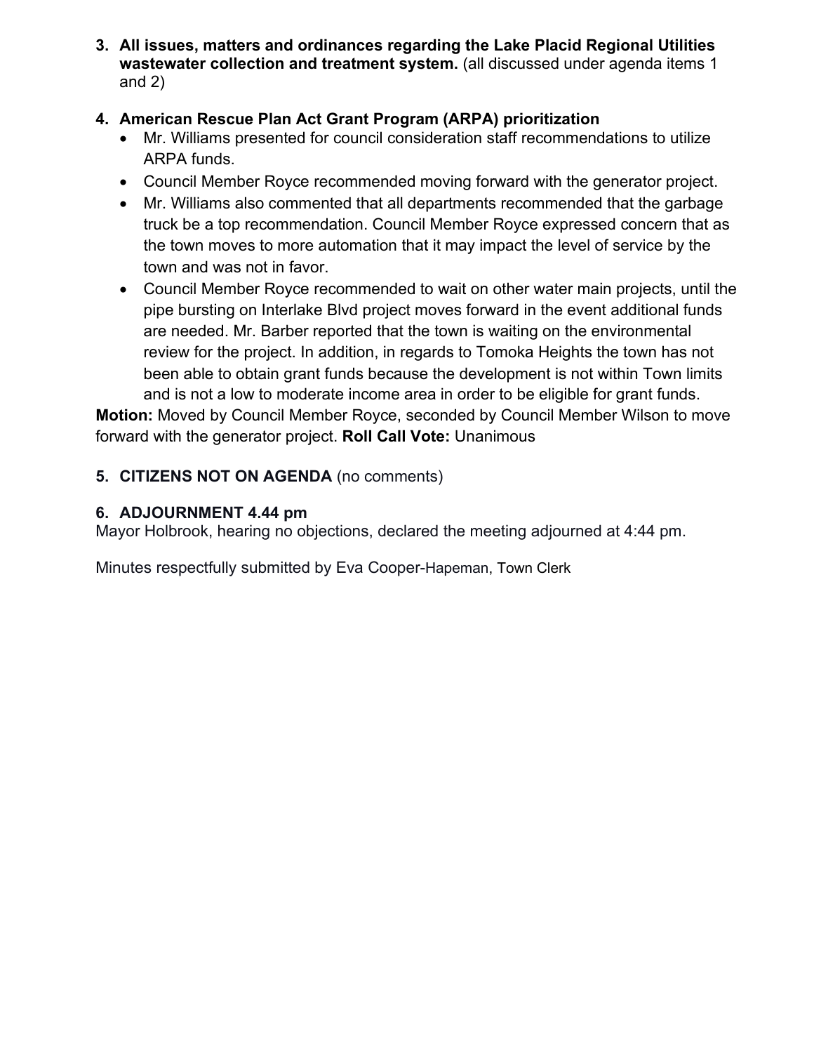3. **All issues, matters and ordinances regarding the Lake Placid Regional Utilities wastewater collection and treatment system.** (all discussed under agenda items 1 and 2)

4. **American Rescue Plan Act Grant Program (ARPA) prioritization**
   - Mr. Williams presented for council consideration staff recommendations to utilize ARPA funds.
   - Council Member Royce recommended moving forward with the generator project.
   - Mr. Williams also commented that all departments recommended that the garbage truck be a top recommendation. Council Member Royce expressed concern that as the town moves to more automation that it may impact the level of service by the town and was not in favor.
   - Council Member Royce recommended to wait on other water main projects, until the pipe bursting on Interlake Blvd project moves forward in the event additional funds are needed. Mr. Barber reported that the town is waiting on the environmental review for the project. In addition, in regards to Tomoka Heights the town has not been able to obtain grant funds because the development is not within Town limits and is not a low to moderate income area in order to be eligible for grant funds.

**Motion:** Moved by Council Member Royce, seconded by Council Member Wilson to move forward with the generator project. **Roll Call Vote:** Unanimous

5. **CITIZENS NOT ON AGENDA** (no comments)

6. **ADJOURNMENT 4.44 pm**

Mayor Holbrook, hearing no objections, declared the meeting adjourned at 4:44 pm.

Minutes respectfully submitted by Eva Cooper-Hapeman, Town Clerk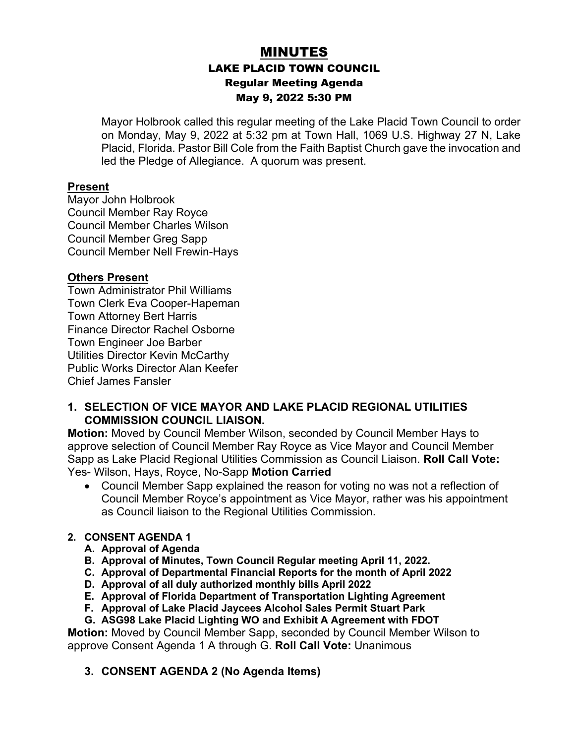# MINUTES

## LAKE PLACID TOWN COUNCIL

### Regular Meeting Agenda

### May 9, 2022 5:30 PM

Mayor Holbrook called this regular meeting of the Lake Placid Town Council to order on Monday, May 9, 2022 at 5:32 pm at Town Hall, 1069 U.S. Highway 27 N, Lake Placid, Florida. Pastor Bill Cole from the Faith Baptist Church gave the invocation and led the Pledge of Allegiance. A quorum was present.

**Present**

Mayor John Holbrook
Council Member Ray Royce
Council Member Charles Wilson
Council Member Greg Sapp
Council Member Nell Frewin-Hays

**Others Present**

Town Administrator Phil Williams
Town Clerk Eva Cooper-Hapeman
Town Attorney Bert Harris
Finance Director Rachel Osborne
Town Engineer Joe Barber
Utilities Director Kevin McCarthy
Public Works Director Alan Keefer
Chief James Fansler

**1. SELECTION OF VICE MAYOR AND LAKE PLACID REGIONAL UTILITIES COMMISSION COUNCIL LIAISON.**

**Motion:** Moved by Council Member Wilson, seconded by Council Member Hays to approve selection of Council Member Ray Royce as Vice Mayor and Council Member Sapp as Lake Placid Regional Utilities Commission as Council Liaison. **Roll Call Vote:** Yes- Wilson, Hays, Royce, No-Sapp **Motion Carried**

- Council Member Sapp explained the reason for voting no was not a reflection of Council Member Royce's appointment as Vice Mayor, rather was his appointment as Council liaison to the Regional Utilities Commission.

**2. CONSENT AGENDA 1**

- **A. Approval of Agenda**
- **B. Approval of Minutes, Town Council Regular meeting April 11, 2022.**
- **C. Approval of Departmental Financial Reports for the month of April 2022**
- **D. Approval of all duly authorized monthly bills April 2022**
- **E. Approval of Florida Department of Transportation Lighting Agreement**
- **F. Approval of Lake Placid Jaycees Alcohol Sales Permit Stuart Park**
- **G. ASG98 Lake Placid Lighting WO and Exhibit A Agreement with FDOT**

**Motion:** Moved by Council Member Sapp, seconded by Council Member Wilson to approve Consent Agenda 1 A through G. **Roll Call Vote:** Unanimous

**3. CONSENT AGENDA 2 (No Agenda Items)**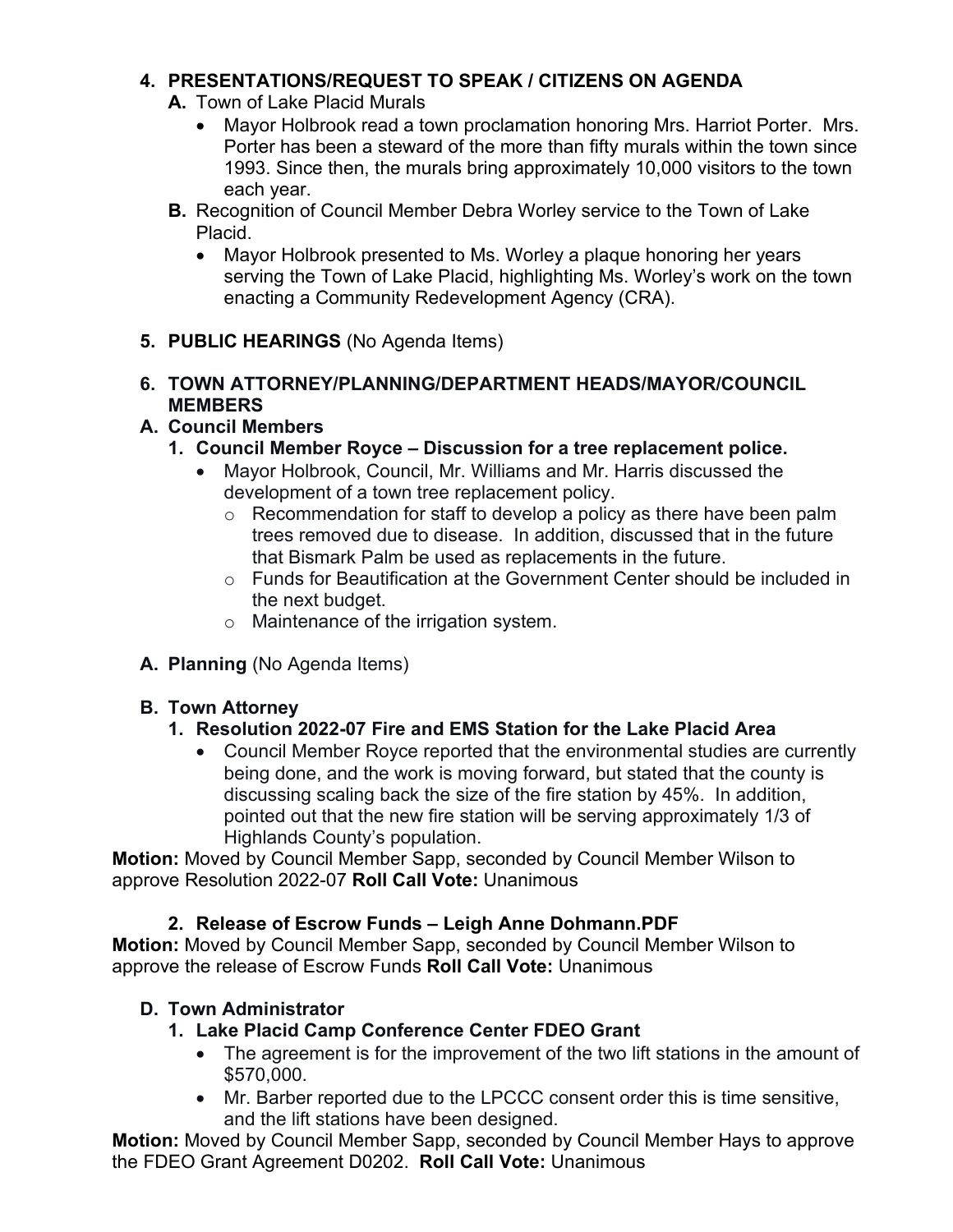**4. PRESENTATIONS/REQUEST TO SPEAK / CITIZENS ON AGENDA**

**A.** Town of Lake Placid Murals

- Mayor Holbrook read a town proclamation honoring Mrs. Harriot Porter. Mrs. Porter has been a steward of the more than fifty murals within the town since 1993. Since then, the murals bring approximately 10,000 visitors to the town each year.

**B.** Recognition of Council Member Debra Worley service to the Town of Lake Placid.

- Mayor Holbrook presented to Ms. Worley a plaque honoring her years serving the Town of Lake Placid, highlighting Ms. Worley's work on the town enacting a Community Redevelopment Agency (CRA).

**5. PUBLIC HEARINGS** (No Agenda Items)

**6. TOWN ATTORNEY/PLANNING/DEPARTMENT HEADS/MAYOR/COUNCIL MEMBERS**

**A. Council Members**

**1. Council Member Royce – Discussion for a tree replacement police.**

- Mayor Holbrook, Council, Mr. Williams and Mr. Harris discussed the development of a town tree replacement policy.
  - Recommendation for staff to develop a policy as there have been palm trees removed due to disease. In addition, discussed that in the future that Bismark Palm be used as replacements in the future.
  - Funds for Beautification at the Government Center should be included in the next budget.
  - Maintenance of the irrigation system.

**A. Planning** (No Agenda Items)

**B. Town Attorney**

**1. Resolution 2022-07 Fire and EMS Station for the Lake Placid Area**

- Council Member Royce reported that the environmental studies are currently being done, and the work is moving forward, but stated that the county is discussing scaling back the size of the fire station by 45%. In addition, pointed out that the new fire station will be serving approximately 1/3 of Highlands County's population.

**Motion:** Moved by Council Member Sapp, seconded by Council Member Wilson to approve Resolution 2022-07 **Roll Call Vote:** Unanimous

**2. Release of Escrow Funds – Leigh Anne Dohmann.PDF**

**Motion:** Moved by Council Member Sapp, seconded by Council Member Wilson to approve the release of Escrow Funds **Roll Call Vote:** Unanimous

**D. Town Administrator**

**1. Lake Placid Camp Conference Center FDEO Grant**

- The agreement is for the improvement of the two lift stations in the amount of $570,000.
- Mr. Barber reported due to the LPCCC consent order this is time sensitive, and the lift stations have been designed.

**Motion:** Moved by Council Member Sapp, seconded by Council Member Hays to approve the FDEO Grant Agreement D0202. **Roll Call Vote:** Unanimous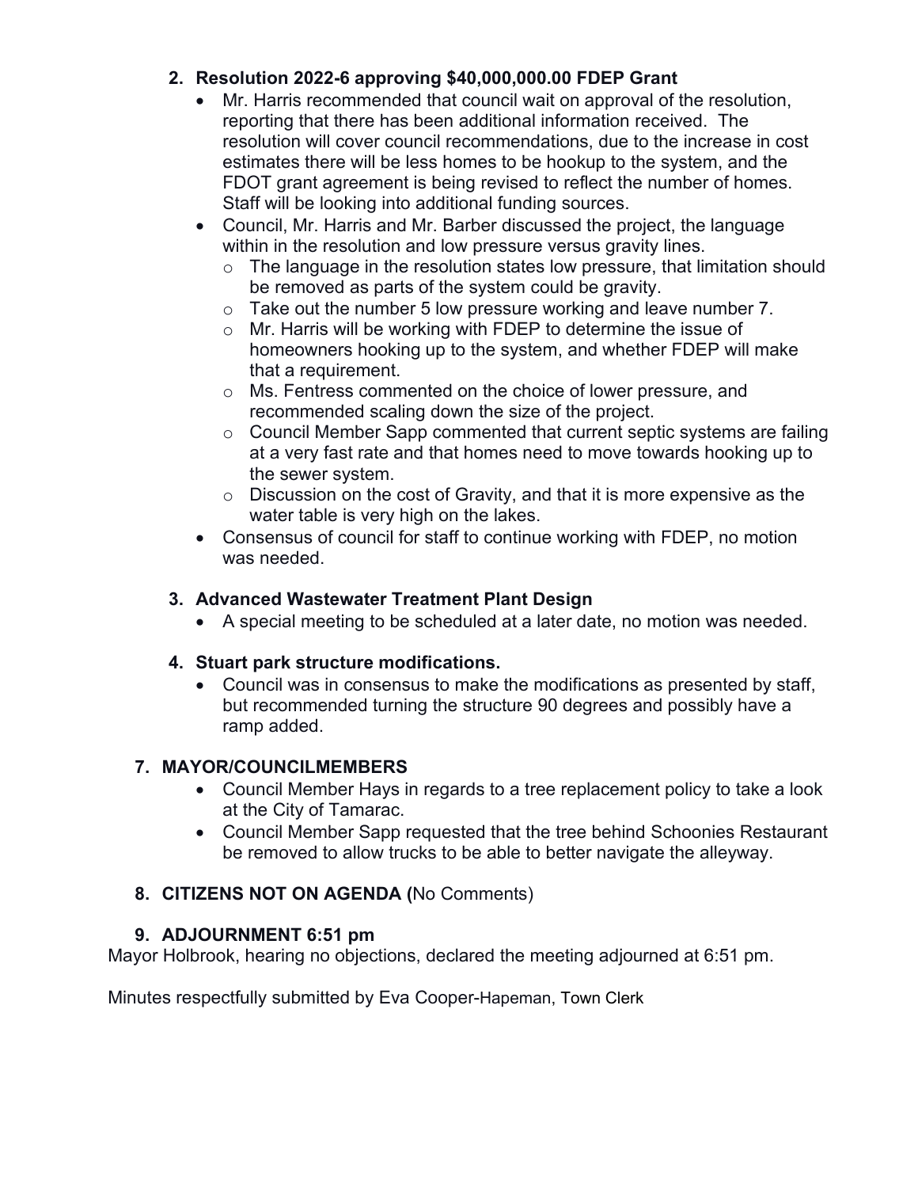2. **Resolution 2022-6 approving $40,000,000.00 FDEP Grant**
   - Mr. Harris recommended that council wait on approval of the resolution, reporting that there has been additional information received. The resolution will cover council recommendations, due to the increase in cost estimates there will be less homes to be hookup to the system, and the FDOT grant agreement is being revised to reflect the number of homes. Staff will be looking into additional funding sources.
   - Council, Mr. Harris and Mr. Barber discussed the project, the language within in the resolution and low pressure versus gravity lines.
     - The language in the resolution states low pressure, that limitation should be removed as parts of the system could be gravity.
     - Take out the number 5 low pressure working and leave number 7.
     - Mr. Harris will be working with FDEP to determine the issue of homeowners hooking up to the system, and whether FDEP will make that a requirement.
     - Ms. Fentress commented on the choice of lower pressure, and recommended scaling down the size of the project.
     - Council Member Sapp commented that current septic systems are failing at a very fast rate and that homes need to move towards hooking up to the sewer system.
     - Discussion on the cost of Gravity, and that it is more expensive as the water table is very high on the lakes.
   - Consensus of council for staff to continue working with FDEP, no motion was needed.

3. **Advanced Wastewater Treatment Plant Design**
   - A special meeting to be scheduled at a later date, no motion was needed.

4. **Stuart park structure modifications.**
   - Council was in consensus to make the modifications as presented by staff, but recommended turning the structure 90 degrees and possibly have a ramp added.

## 7. MAYOR/COUNCILMEMBERS

- Council Member Hays in regards to a tree replacement policy to take a look at the City of Tamarac.
- Council Member Sapp requested that the tree behind Schoonies Restaurant be removed to allow trucks to be able to better navigate the alleyway.

## 8. CITIZENS NOT ON AGENDA (No Comments)

## 9. ADJOURNMENT 6:51 pm

Mayor Holbrook, hearing no objections, declared the meeting adjourned at 6:51 pm.

Minutes respectfully submitted by Eva Cooper-Hapeman, Town Clerk